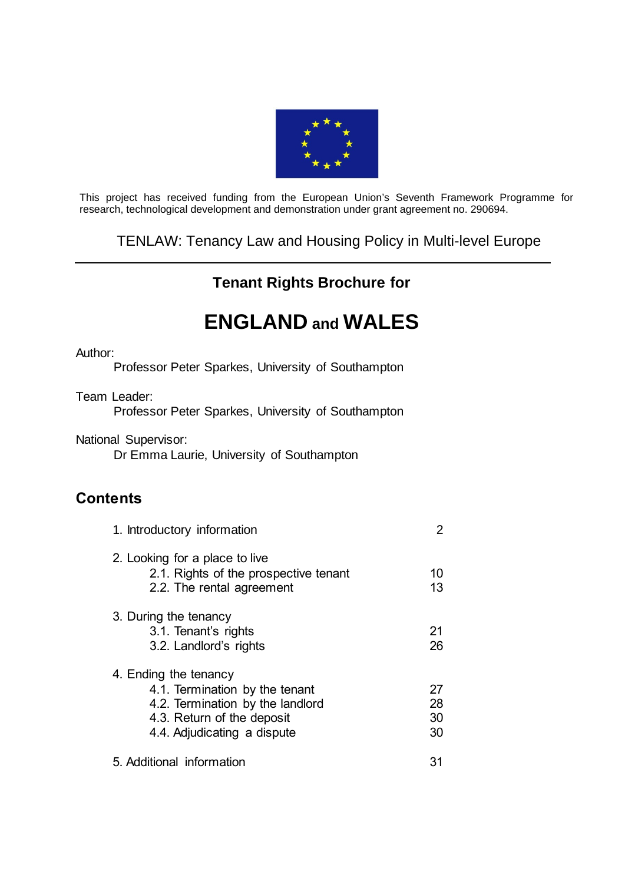This project has received funding from the European Union's Seventh Framework Programme for research, technological development and demonstration under grant agreement no. 290694.

TENLAW: Tenancy Law and Housing Policy in Multi-level Europe

---

**Tenant Rights Brochure for**

# ENGLAND and WALES

Author:

Professor Peter Sparkes, University of Southampton

Team Leader:

Professor Peter Sparkes, University of Southampton

National Supervisor:

Dr Emma Laurie, University of Southampton

## Contents

| | |
|---|---|
| 1. Introductory information | 2 |
| 2. Looking for a place to live | |
| 2.1. Rights of the prospective tenant | 10 |
| 2.2. The rental agreement | 13 |
| 3. During the tenancy | |
| 3.1. Tenant's rights | 21 |
| 3.2. Landlord's rights | 26 |
| 4. Ending the tenancy | |
| 4.1. Termination by the tenant | 27 |
| 4.2. Termination by the landlord | 28 |
| 4.3. Return of the deposit | 30 |
| 4.4. Adjudicating a dispute | 30 |
| 5. Additional information | 31 |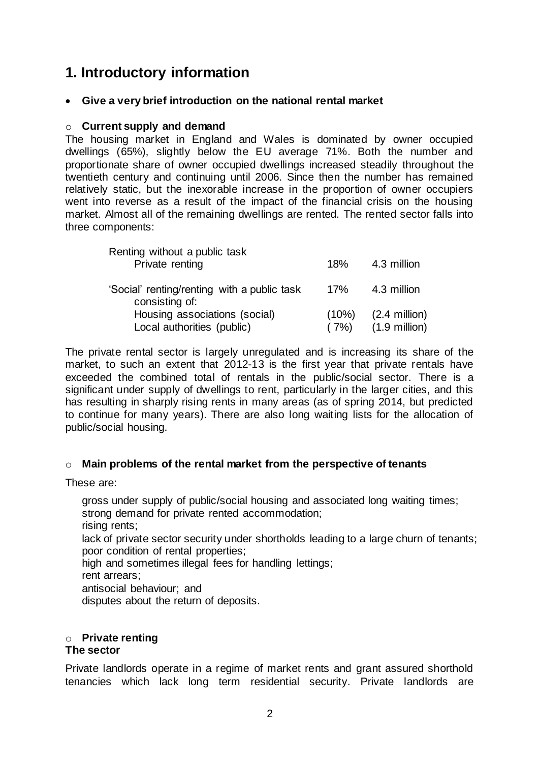# 1. Introductory information

- **Give a very brief introduction on the national rental market**

## Current supply and demand

The housing market in England and Wales is dominated by owner occupied dwellings (65%), slightly below the EU average 71%. Both the number and proportionate share of owner occupied dwellings increased steadily throughout the twentieth century and continuing until 2006. Since then the number has remained relatively static, but the inexorable increase in the proportion of owner occupiers went into reverse as a result of the impact of the financial crisis on the housing market. Almost all of the remaining dwellings are rented. The rented sector falls into three components:

| | | |
|---|---|---|
| Renting without a public task | | |
| Private renting | 18% | 4.3 million |
| 'Social' renting/renting with a public task consisting of: | 17% | 4.3 million |
| Housing associations (social) | (10%) | (2.4 million) |
| Local authorities (public) | ( 7%) | (1.9 million) |

The private rental sector is largely unregulated and is increasing its share of the market, to such an extent that 2012-13 is the first year that private rentals have exceeded the combined total of rentals in the public/social sector. There is a significant under supply of dwellings to rent, particularly in the larger cities, and this has resulting in sharply rising rents in many areas (as of spring 2014, but predicted to continue for many years). There are also long waiting lists for the allocation of public/social housing.

## Main problems of the rental market from the perspective of tenants

These are:

gross under supply of public/social housing and associated long waiting times;
strong demand for private rented accommodation;
rising rents;
lack of private sector security under shortholds leading to a large churn of tenants;
poor condition of rental properties;
high and sometimes illegal fees for handling lettings;
rent arrears;
antisocial behaviour; and
disputes about the return of deposits.

## Private renting

### The sector

Private landlords operate in a regime of market rents and grant assured shorthold tenancies which lack long term residential security. Private landlords are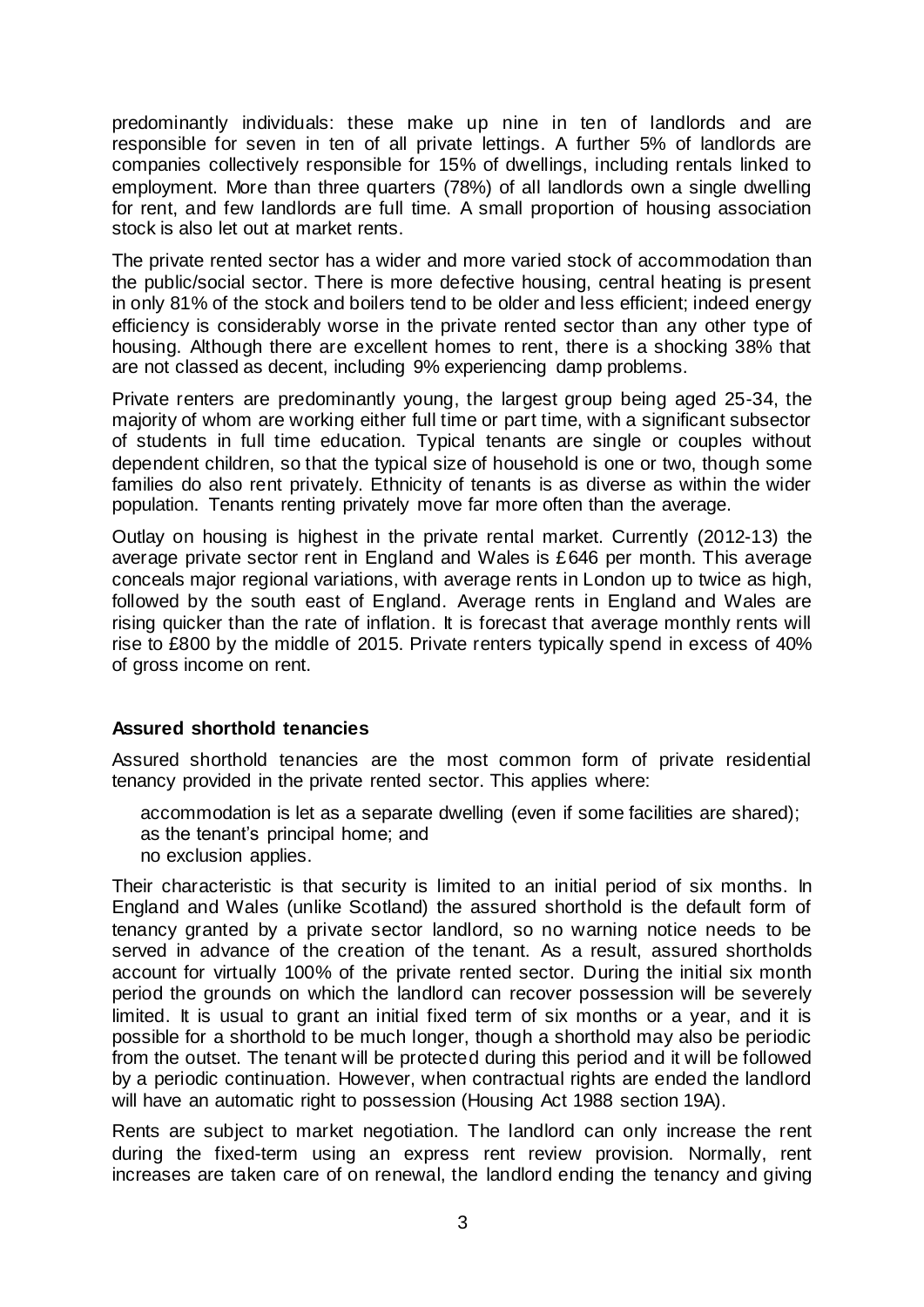predominantly individuals: these make up nine in ten of landlords and are responsible for seven in ten of all private lettings. A further 5% of landlords are companies collectively responsible for 15% of dwellings, including rentals linked to employment. More than three quarters (78%) of all landlords own a single dwelling for rent, and few landlords are full time. A small proportion of housing association stock is also let out at market rents.

The private rented sector has a wider and more varied stock of accommodation than the public/social sector. There is more defective housing, central heating is present in only 81% of the stock and boilers tend to be older and less efficient; indeed energy efficiency is considerably worse in the private rented sector than any other type of housing. Although there are excellent homes to rent, there is a shocking 38% that are not classed as decent, including 9% experiencing damp problems.

Private renters are predominantly young, the largest group being aged 25-34, the majority of whom are working either full time or part time, with a significant subsector of students in full time education. Typical tenants are single or couples without dependent children, so that the typical size of household is one or two, though some families do also rent privately. Ethnicity of tenants is as diverse as within the wider population. Tenants renting privately move far more often than the average.

Outlay on housing is highest in the private rental market. Currently (2012-13) the average private sector rent in England and Wales is £646 per month. This average conceals major regional variations, with average rents in London up to twice as high, followed by the south east of England. Average rents in England and Wales are rising quicker than the rate of inflation. It is forecast that average monthly rents will rise to £800 by the middle of 2015. Private renters typically spend in excess of 40% of gross income on rent.

**Assured shorthold tenancies**

Assured shorthold tenancies are the most common form of private residential tenancy provided in the private rented sector. This applies where:

accommodation is let as a separate dwelling (even if some facilities are shared);
as the tenant's principal home; and
no exclusion applies.

Their characteristic is that security is limited to an initial period of six months. In England and Wales (unlike Scotland) the assured shorthold is the default form of tenancy granted by a private sector landlord, so no warning notice needs to be served in advance of the creation of the tenant. As a result, assured shortholds account for virtually 100% of the private rented sector. During the initial six month period the grounds on which the landlord can recover possession will be severely limited. It is usual to grant an initial fixed term of six months or a year, and it is possible for a shorthold to be much longer, though a shorthold may also be periodic from the outset. The tenant will be protected during this period and it will be followed by a periodic continuation. However, when contractual rights are ended the landlord will have an automatic right to possession (Housing Act 1988 section 19A).

Rents are subject to market negotiation. The landlord can only increase the rent during the fixed-term using an express rent review provision. Normally, rent increases are taken care of on renewal, the landlord ending the tenancy and giving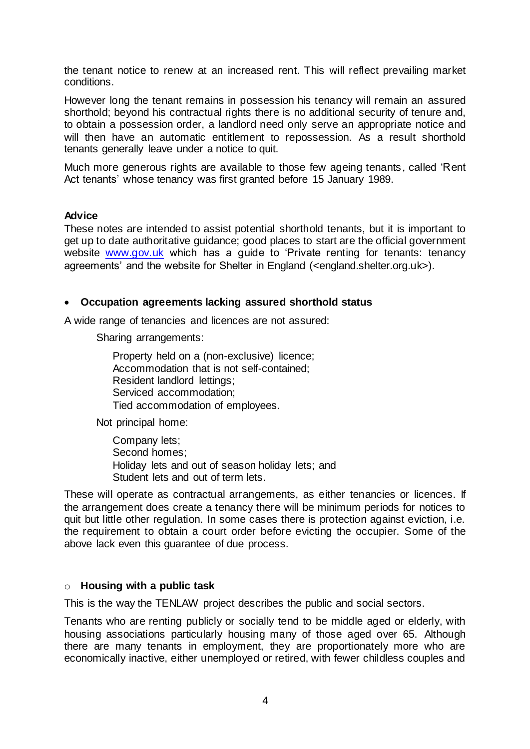the tenant notice to renew at an increased rent. This will reflect prevailing market conditions.

However long the tenant remains in possession his tenancy will remain an assured shorthold; beyond his contractual rights there is no additional security of tenure and, to obtain a possession order, a landlord need only serve an appropriate notice and will then have an automatic entitlement to repossession. As a result shorthold tenants generally leave under a notice to quit.

Much more generous rights are available to those few ageing tenants, called 'Rent Act tenants' whose tenancy was first granted before 15 January 1989.

**Advice**

These notes are intended to assist potential shorthold tenants, but it is important to get up to date authoritative guidance; good places to start are the official government website [www.gov.uk](http://www.gov.uk) which has a guide to 'Private renting for tenants: tenancy agreements' and the website for Shelter in England (<england.shelter.org.uk>).

- **Occupation agreements lacking assured shorthold status**

A wide range of tenancies and licences are not assured:

Sharing arrangements:

Property held on a (non-exclusive) licence;
Accommodation that is not self-contained;
Resident landlord lettings;
Serviced accommodation;
Tied accommodation of employees.

Not principal home:

Company lets;
Second homes;
Holiday lets and out of season holiday lets; and
Student lets and out of term lets.

These will operate as contractual arrangements, as either tenancies or licences. If the arrangement does create a tenancy there will be minimum periods for notices to quit but little other regulation. In some cases there is protection against eviction, i.e. the requirement to obtain a court order before evicting the occupier. Some of the above lack even this guarantee of due process.

- **Housing with a public task**

This is the way the TENLAW project describes the public and social sectors.

Tenants who are renting publicly or socially tend to be middle aged or elderly, with housing associations particularly housing many of those aged over 65. Although there are many tenants in employment, they are proportionately more who are economically inactive, either unemployed or retired, with fewer childless couples and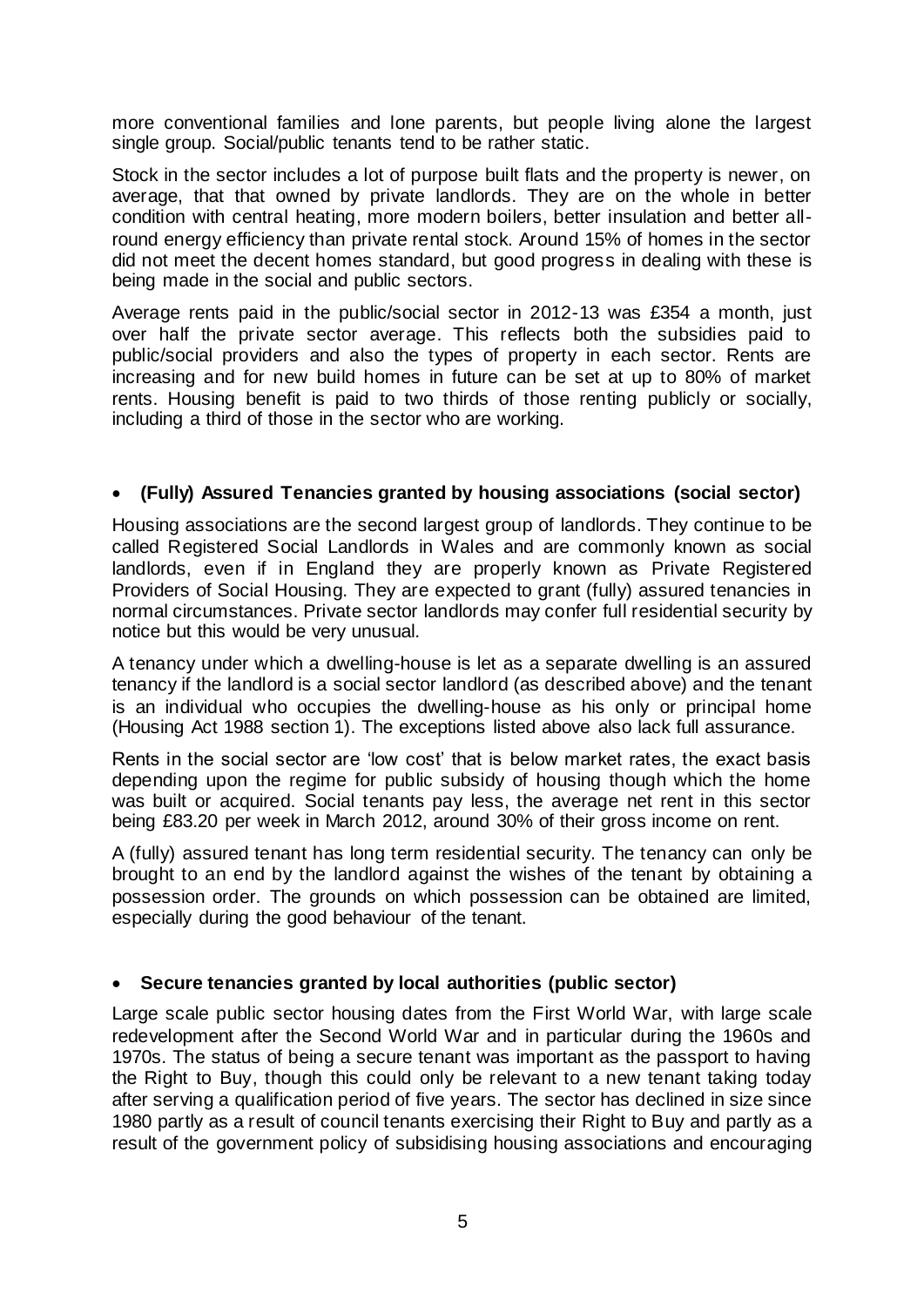more conventional families and lone parents, but people living alone the largest single group. Social/public tenants tend to be rather static.

Stock in the sector includes a lot of purpose built flats and the property is newer, on average, that that owned by private landlords. They are on the whole in better condition with central heating, more modern boilers, better insulation and better all-round energy efficiency than private rental stock. Around 15% of homes in the sector did not meet the decent homes standard, but good progress in dealing with these is being made in the social and public sectors.

Average rents paid in the public/social sector in 2012-13 was £354 a month, just over half the private sector average. This reflects both the subsidies paid to public/social providers and also the types of property in each sector. Rents are increasing and for new build homes in future can be set at up to 80% of market rents. Housing benefit is paid to two thirds of those renting publicly or socially, including a third of those in the sector who are working.

- **(Fully) Assured Tenancies granted by housing associations (social sector)**

Housing associations are the second largest group of landlords. They continue to be called Registered Social Landlords in Wales and are commonly known as social landlords, even if in England they are properly known as Private Registered Providers of Social Housing. They are expected to grant (fully) assured tenancies in normal circumstances. Private sector landlords may confer full residential security by notice but this would be very unusual.

A tenancy under which a dwelling-house is let as a separate dwelling is an assured tenancy if the landlord is a social sector landlord (as described above) and the tenant is an individual who occupies the dwelling-house as his only or principal home (Housing Act 1988 section 1). The exceptions listed above also lack full assurance.

Rents in the social sector are 'low cost' that is below market rates, the exact basis depending upon the regime for public subsidy of housing though which the home was built or acquired. Social tenants pay less, the average net rent in this sector being £83.20 per week in March 2012, around 30% of their gross income on rent.

A (fully) assured tenant has long term residential security. The tenancy can only be brought to an end by the landlord against the wishes of the tenant by obtaining a possession order. The grounds on which possession can be obtained are limited, especially during the good behaviour of the tenant.

- **Secure tenancies granted by local authorities (public sector)**

Large scale public sector housing dates from the First World War, with large scale redevelopment after the Second World War and in particular during the 1960s and 1970s. The status of being a secure tenant was important as the passport to having the Right to Buy, though this could only be relevant to a new tenant taking today after serving a qualification period of five years. The sector has declined in size since 1980 partly as a result of council tenants exercising their Right to Buy and partly as a result of the government policy of subsidising housing associations and encouraging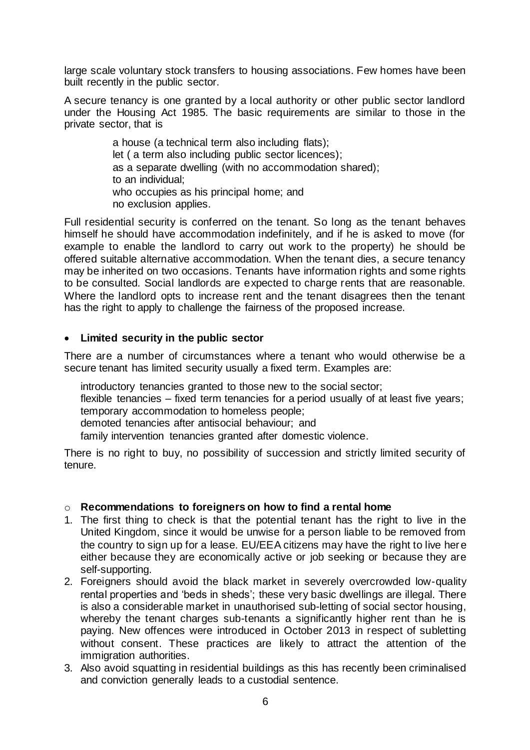large scale voluntary stock transfers to housing associations. Few homes have been built recently in the public sector.

A secure tenancy is one granted by a local authority or other public sector landlord under the Housing Act 1985. The basic requirements are similar to those in the private sector, that is

> a house (a technical term also including flats);
> let ( a term also including public sector licences);
> as a separate dwelling (with no accommodation shared);
> to an individual;
> who occupies as his principal home; and
> no exclusion applies.

Full residential security is conferred on the tenant. So long as the tenant behaves himself he should have accommodation indefinitely, and if he is asked to move (for example to enable the landlord to carry out work to the property) he should be offered suitable alternative accommodation. When the tenant dies, a secure tenancy may be inherited on two occasions. Tenants have information rights and some rights to be consulted. Social landlords are expected to charge rents that are reasonable. Where the landlord opts to increase rent and the tenant disagrees then the tenant has the right to apply to challenge the fairness of the proposed increase.

- **Limited security in the public sector**

There are a number of circumstances where a tenant who would otherwise be a secure tenant has limited security usually a fixed term. Examples are:

> introductory tenancies granted to those new to the social sector;
> flexible tenancies – fixed term tenancies for a period usually of at least five years;
> temporary accommodation to homeless people;
> demoted tenancies after antisocial behaviour; and
> family intervention tenancies granted after domestic violence.

There is no right to buy, no possibility of succession and strictly limited security of tenure.

- **Recommendations to foreigners on how to find a rental home**

1. The first thing to check is that the potential tenant has the right to live in the United Kingdom, since it would be unwise for a person liable to be removed from the country to sign up for a lease. EU/EEA citizens may have the right to live here either because they are economically active or job seeking or because they are self-supporting.
2. Foreigners should avoid the black market in severely overcrowded low-quality rental properties and 'beds in sheds'; these very basic dwellings are illegal. There is also a considerable market in unauthorised sub-letting of social sector housing, whereby the tenant charges sub-tenants a significantly higher rent than he is paying. New offences were introduced in October 2013 in respect of subletting without consent. These practices are likely to attract the attention of the immigration authorities.
3. Also avoid squatting in residential buildings as this has recently been criminalised and conviction generally leads to a custodial sentence.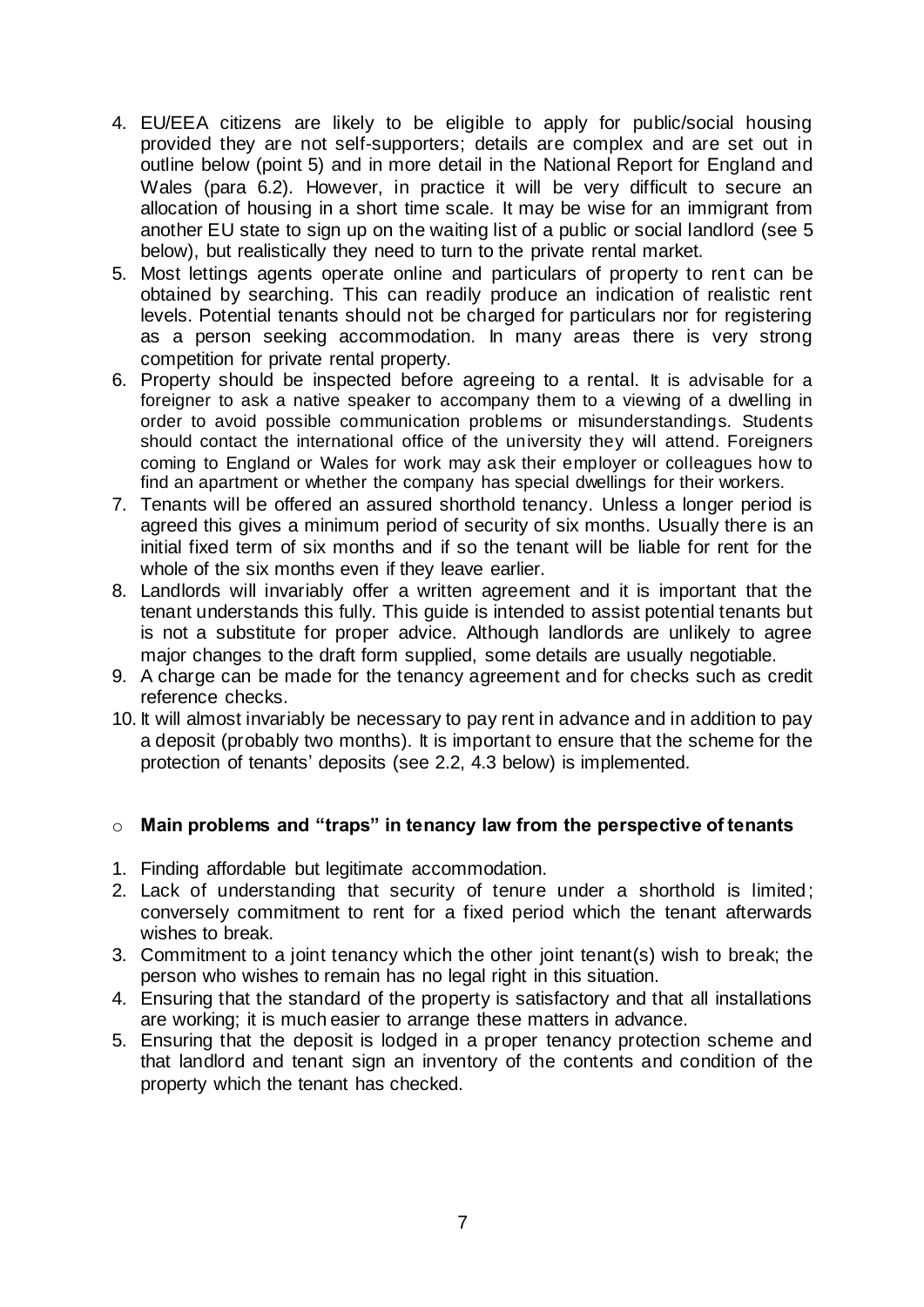4. EU/EEA citizens are likely to be eligible to apply for public/social housing provided they are not self-supporters; details are complex and are set out in outline below (point 5) and in more detail in the National Report for England and Wales (para 6.2). However, in practice it will be very difficult to secure an allocation of housing in a short time scale. It may be wise for an immigrant from another EU state to sign up on the waiting list of a public or social landlord (see 5 below), but realistically they need to turn to the private rental market.
5. Most lettings agents operate online and particulars of property to rent can be obtained by searching. This can readily produce an indication of realistic rent levels. Potential tenants should not be charged for particulars nor for registering as a person seeking accommodation. In many areas there is very strong competition for private rental property.
6. Property should be inspected before agreeing to a rental. It is advisable for a foreigner to ask a native speaker to accompany them to a viewing of a dwelling in order to avoid possible communication problems or misunderstandings. Students should contact the international office of the university they will attend. Foreigners coming to England or Wales for work may ask their employer or colleagues how to find an apartment or whether the company has special dwellings for their workers.
7. Tenants will be offered an assured shorthold tenancy. Unless a longer period is agreed this gives a minimum period of security of six months. Usually there is an initial fixed term of six months and if so the tenant will be liable for rent for the whole of the six months even if they leave earlier.
8. Landlords will invariably offer a written agreement and it is important that the tenant understands this fully. This guide is intended to assist potential tenants but is not a substitute for proper advice. Although landlords are unlikely to agree major changes to the draft form supplied, some details are usually negotiable.
9. A charge can be made for the tenancy agreement and for checks such as credit reference checks.
10. It will almost invariably be necessary to pay rent in advance and in addition to pay a deposit (probably two months). It is important to ensure that the scheme for the protection of tenants' deposits (see 2.2, 4.3 below) is implemented.

- **Main problems and "traps" in tenancy law from the perspective of tenants**

1. Finding affordable but legitimate accommodation.
2. Lack of understanding that security of tenure under a shorthold is limited; conversely commitment to rent for a fixed period which the tenant afterwards wishes to break.
3. Commitment to a joint tenancy which the other joint tenant(s) wish to break; the person who wishes to remain has no legal right in this situation.
4. Ensuring that the standard of the property is satisfactory and that all installations are working; it is much easier to arrange these matters in advance.
5. Ensuring that the deposit is lodged in a proper tenancy protection scheme and that landlord and tenant sign an inventory of the contents and condition of the property which the tenant has checked.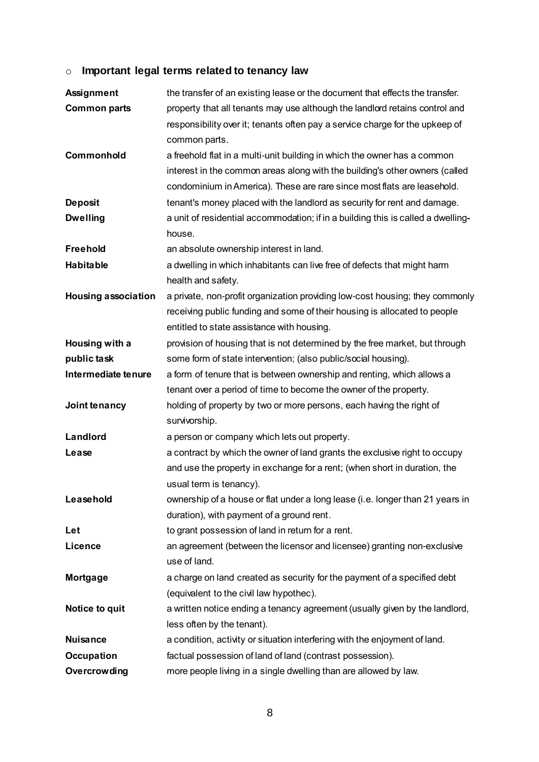- **Important legal terms related to tenancy law**

| | |
|---|---|
| **Assignment** | the transfer of an existing lease or the document that effects the transfer. |
| **Common parts** | property that all tenants may use although the landlord retains control and responsibility over it; tenants often pay a service charge for the upkeep of common parts. |
| **Commonhold** | a freehold flat in a multi-unit building in which the owner has a common interest in the common areas along with the building's other owners (called condominium in America). These are rare since most flats are leasehold. |
| **Deposit** | tenant's money placed with the landlord as security for rent and damage. |
| **Dwelling** | a unit of residential accommodation; if in a building this is called a dwelling-house. |
| **Freehold** | an absolute ownership interest in land. |
| **Habitable** | a dwelling in which inhabitants can live free of defects that might harm health and safety. |
| **Housing association** | a private, non-profit organization providing low-cost housing; they commonly receiving public funding and some of their housing is allocated to people entitled to state assistance with housing. |
| **Housing with a public task** | provision of housing that is not determined by the free market, but through some form of state intervention; (also public/social housing). |
| **Intermediate tenure** | a form of tenure that is between ownership and renting, which allows a tenant over a period of time to become the owner of the property. |
| **Joint tenancy** | holding of property by two or more persons, each having the right of survivorship. |
| **Landlord** | a person or company which lets out property. |
| **Lease** | a contract by which the owner of land grants the exclusive right to occupy and use the property in exchange for a rent; (when short in duration, the usual term is tenancy). |
| **Leasehold** | ownership of a house or flat under a long lease (i.e. longer than 21 years in duration), with payment of a ground rent. |
| **Let** | to grant possession of land in return for a rent. |
| **Licence** | an agreement (between the licensor and licensee) granting non-exclusive use of land. |
| **Mortgage** | a charge on land created as security for the payment of a specified debt (equivalent to the civil law hypothec). |
| **Notice to quit** | a written notice ending a tenancy agreement (usually given by the landlord, less often by the tenant). |
| **Nuisance** | a condition, activity or situation interfering with the enjoyment of land. |
| **Occupation** | factual possession of land of land (contrast possession). |
| **Overcrowding** | more people living in a single dwelling than are allowed by law. |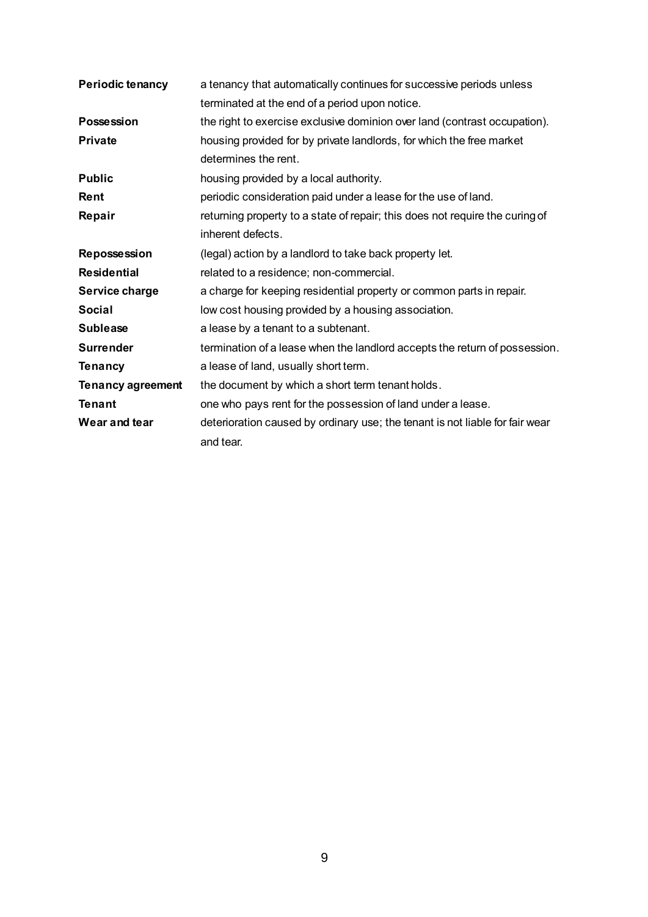**Periodic tenancy** a tenancy that automatically continues for successive periods unless terminated at the end of a period upon notice.

**Possession** the right to exercise exclusive dominion over land (contrast occupation).

**Private** housing provided for by private landlords, for which the free market determines the rent.

**Public** housing provided by a local authority.

**Rent** periodic consideration paid under a lease for the use of land.

**Repair** returning property to a state of repair; this does not require the curing of inherent defects.

**Repossession** (legal) action by a landlord to take back property let.

**Residential** related to a residence; non-commercial.

**Service charge** a charge for keeping residential property or common parts in repair.

**Social** low cost housing provided by a housing association.

**Sublease** a lease by a tenant to a subtenant.

**Surrender** termination of a lease when the landlord accepts the return of possession.

**Tenancy** a lease of land, usually short term.

**Tenancy agreement** the document by which a short term tenant holds.

**Tenant** one who pays rent for the possession of land under a lease.

**Wear and tear** deterioration caused by ordinary use; the tenant is not liable for fair wear and tear.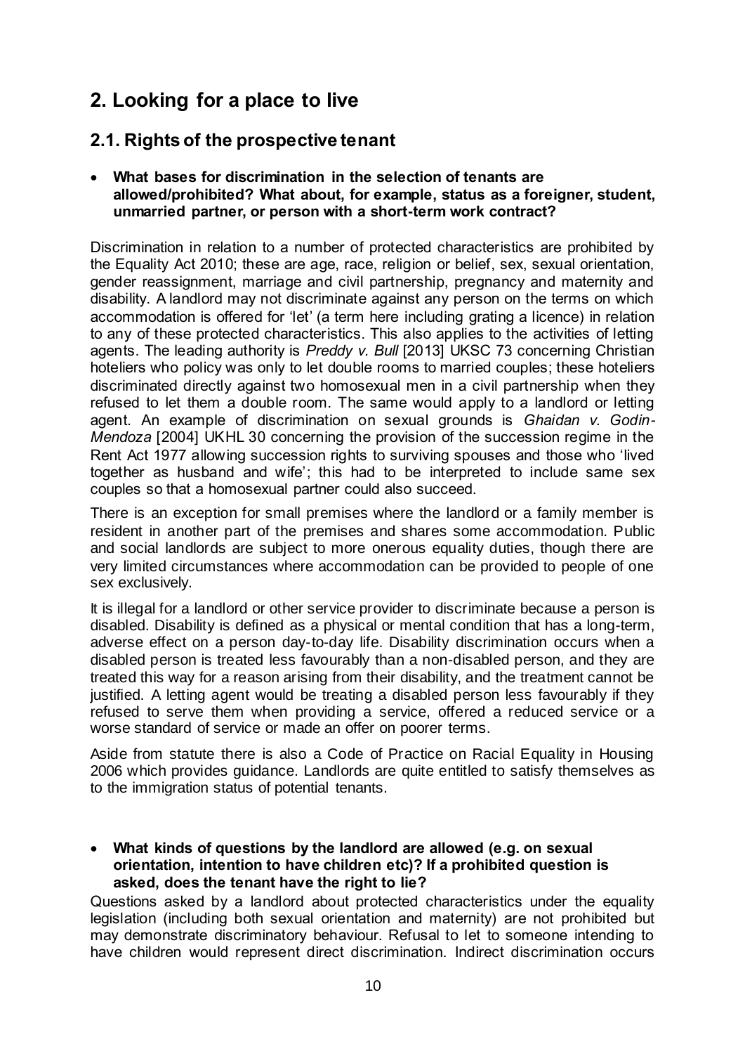# 2. Looking for a place to live

## 2.1. Rights of the prospective tenant

- **What bases for discrimination in the selection of tenants are allowed/prohibited? What about, for example, status as a foreigner, student, unmarried partner, or person with a short-term work contract?**

Discrimination in relation to a number of protected characteristics are prohibited by the Equality Act 2010; these are age, race, religion or belief, sex, sexual orientation, gender reassignment, marriage and civil partnership, pregnancy and maternity and disability. A landlord may not discriminate against any person on the terms on which accommodation is offered for 'let' (a term here including grating a licence) in relation to any of these protected characteristics. This also applies to the activities of letting agents. The leading authority is *Preddy v. Bull* [2013] UKSC 73 concerning Christian hoteliers who policy was only to let double rooms to married couples; these hoteliers discriminated directly against two homosexual men in a civil partnership when they refused to let them a double room. The same would apply to a landlord or letting agent. An example of discrimination on sexual grounds is *Ghaidan v. Godin-Mendoza* [2004] UKHL 30 concerning the provision of the succession regime in the Rent Act 1977 allowing succession rights to surviving spouses and those who 'lived together as husband and wife'; this had to be interpreted to include same sex couples so that a homosexual partner could also succeed.

There is an exception for small premises where the landlord or a family member is resident in another part of the premises and shares some accommodation. Public and social landlords are subject to more onerous equality duties, though there are very limited circumstances where accommodation can be provided to people of one sex exclusively.

It is illegal for a landlord or other service provider to discriminate because a person is disabled. Disability is defined as a physical or mental condition that has a long-term, adverse effect on a person day-to-day life. Disability discrimination occurs when a disabled person is treated less favourably than a non-disabled person, and they are treated this way for a reason arising from their disability, and the treatment cannot be justified. A letting agent would be treating a disabled person less favourably if they refused to serve them when providing a service, offered a reduced service or a worse standard of service or made an offer on poorer terms.

Aside from statute there is also a Code of Practice on Racial Equality in Housing 2006 which provides guidance. Landlords are quite entitled to satisfy themselves as to the immigration status of potential tenants.

- **What kinds of questions by the landlord are allowed (e.g. on sexual orientation, intention to have children etc)? If a prohibited question is asked, does the tenant have the right to lie?**

Questions asked by a landlord about protected characteristics under the equality legislation (including both sexual orientation and maternity) are not prohibited but may demonstrate discriminatory behaviour. Refusal to let to someone intending to have children would represent direct discrimination. Indirect discrimination occurs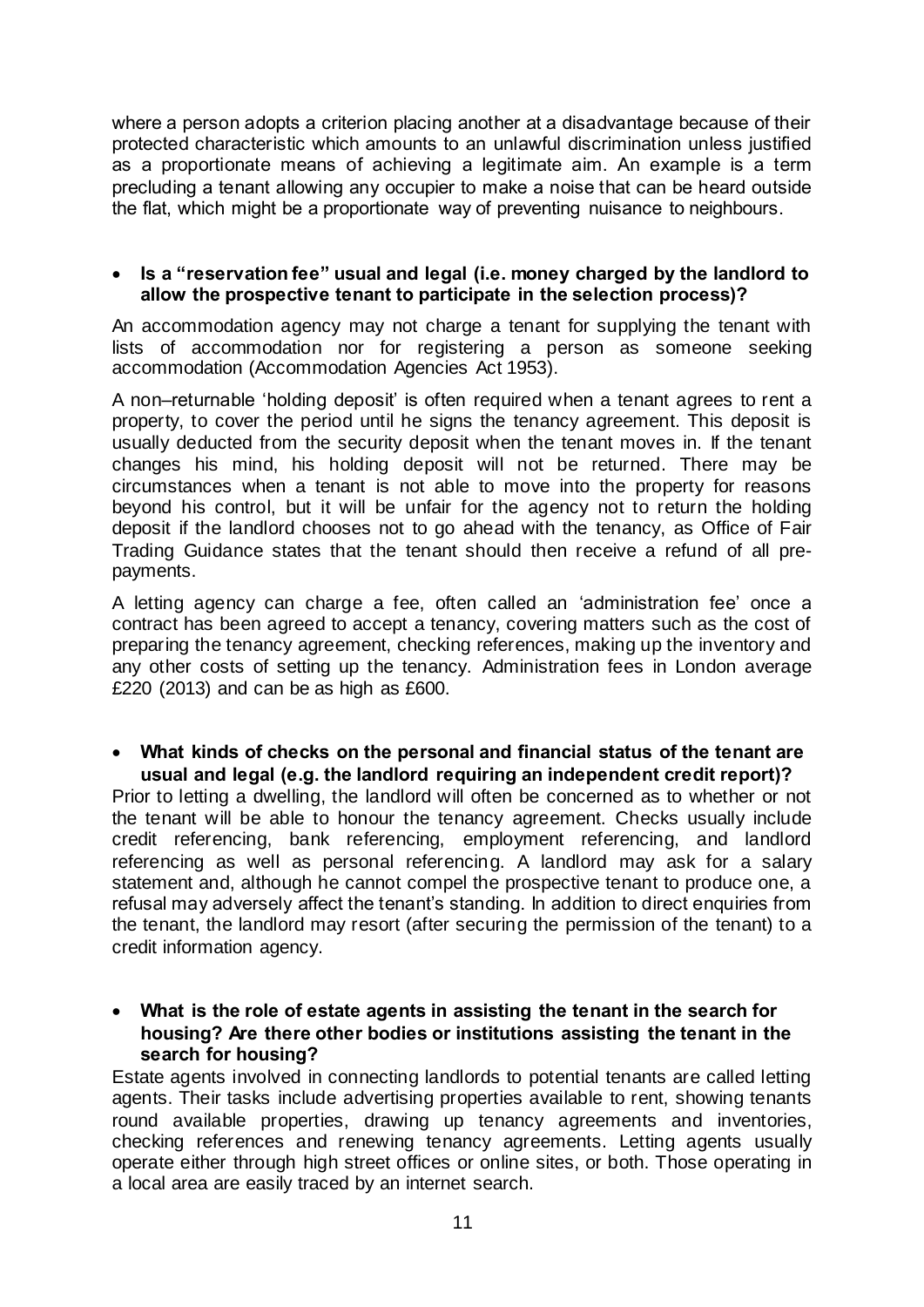where a person adopts a criterion placing another at a disadvantage because of their protected characteristic which amounts to an unlawful discrimination unless justified as a proportionate means of achieving a legitimate aim. An example is a term precluding a tenant allowing any occupier to make a noise that can be heard outside the flat, which might be a proportionate way of preventing nuisance to neighbours.

- **Is a "reservation fee" usual and legal (i.e. money charged by the landlord to allow the prospective tenant to participate in the selection process)?**

An accommodation agency may not charge a tenant for supplying the tenant with lists of accommodation nor for registering a person as someone seeking accommodation (Accommodation Agencies Act 1953).

A non–returnable 'holding deposit' is often required when a tenant agrees to rent a property, to cover the period until he signs the tenancy agreement. This deposit is usually deducted from the security deposit when the tenant moves in. If the tenant changes his mind, his holding deposit will not be returned. There may be circumstances when a tenant is not able to move into the property for reasons beyond his control, but it will be unfair for the agency not to return the holding deposit if the landlord chooses not to go ahead with the tenancy, as Office of Fair Trading Guidance states that the tenant should then receive a refund of all pre-payments.

A letting agency can charge a fee, often called an 'administration fee' once a contract has been agreed to accept a tenancy, covering matters such as the cost of preparing the tenancy agreement, checking references, making up the inventory and any other costs of setting up the tenancy. Administration fees in London average £220 (2013) and can be as high as £600.

- **What kinds of checks on the personal and financial status of the tenant are usual and legal (e.g. the landlord requiring an independent credit report)?**

Prior to letting a dwelling, the landlord will often be concerned as to whether or not the tenant will be able to honour the tenancy agreement. Checks usually include credit referencing, bank referencing, employment referencing, and landlord referencing as well as personal referencing. A landlord may ask for a salary statement and, although he cannot compel the prospective tenant to produce one, a refusal may adversely affect the tenant's standing. In addition to direct enquiries from the tenant, the landlord may resort (after securing the permission of the tenant) to a credit information agency.

- **What is the role of estate agents in assisting the tenant in the search for housing? Are there other bodies or institutions assisting the tenant in the search for housing?**

Estate agents involved in connecting landlords to potential tenants are called letting agents. Their tasks include advertising properties available to rent, showing tenants round available properties, drawing up tenancy agreements and inventories, checking references and renewing tenancy agreements. Letting agents usually operate either through high street offices or online sites, or both. Those operating in a local area are easily traced by an internet search.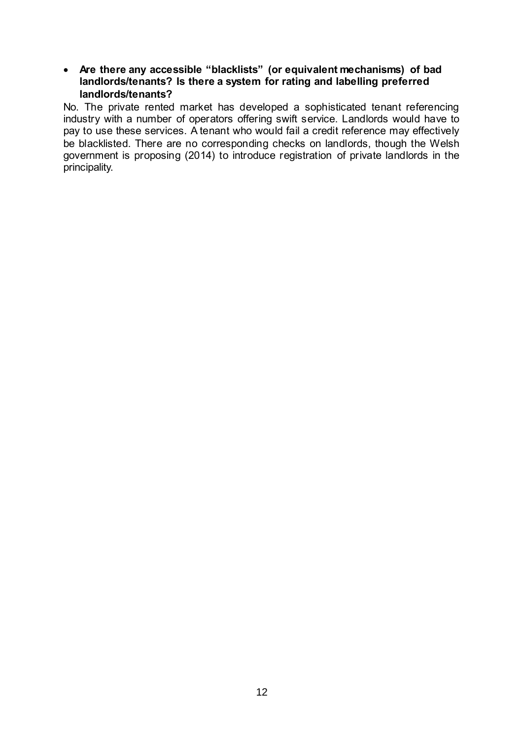- **Are there any accessible "blacklists" (or equivalent mechanisms) of bad landlords/tenants? Is there a system for rating and labelling preferred landlords/tenants?**

No. The private rented market has developed a sophisticated tenant referencing industry with a number of operators offering swift service. Landlords would have to pay to use these services. A tenant who would fail a credit reference may effectively be blacklisted. There are no corresponding checks on landlords, though the Welsh government is proposing (2014) to introduce registration of private landlords in the principality.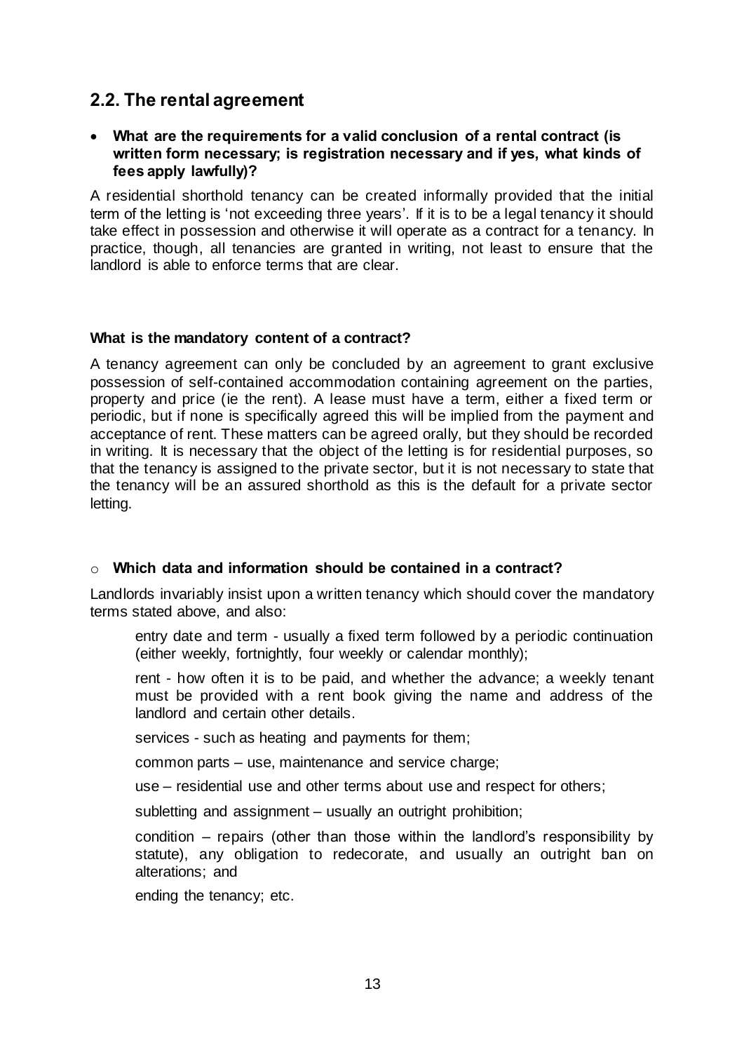## 2.2. The rental agreement

- **What are the requirements for a valid conclusion of a rental contract (is written form necessary; is registration necessary and if yes, what kinds of fees apply lawfully)?**

A residential shorthold tenancy can be created informally provided that the initial term of the letting is 'not exceeding three years'. If it is to be a legal tenancy it should take effect in possession and otherwise it will operate as a contract for a tenancy. In practice, though, all tenancies are granted in writing, not least to ensure that the landlord is able to enforce terms that are clear.

**What is the mandatory content of a contract?**

A tenancy agreement can only be concluded by an agreement to grant exclusive possession of self-contained accommodation containing agreement on the parties, property and price (ie the rent). A lease must have a term, either a fixed term or periodic, but if none is specifically agreed this will be implied from the payment and acceptance of rent. These matters can be agreed orally, but they should be recorded in writing. It is necessary that the object of the letting is for residential purposes, so that the tenancy is assigned to the private sector, but it is not necessary to state that the tenancy will be an assured shorthold as this is the default for a private sector letting.

- **Which data and information should be contained in a contract?**

Landlords invariably insist upon a written tenancy which should cover the mandatory terms stated above, and also:

entry date and term - usually a fixed term followed by a periodic continuation (either weekly, fortnightly, four weekly or calendar monthly);

rent - how often it is to be paid, and whether the advance; a weekly tenant must be provided with a rent book giving the name and address of the landlord and certain other details.

services - such as heating and payments for them;

common parts – use, maintenance and service charge;

use – residential use and other terms about use and respect for others;

subletting and assignment – usually an outright prohibition;

condition – repairs (other than those within the landlord's responsibility by statute), any obligation to redecorate, and usually an outright ban on alterations; and

ending the tenancy; etc.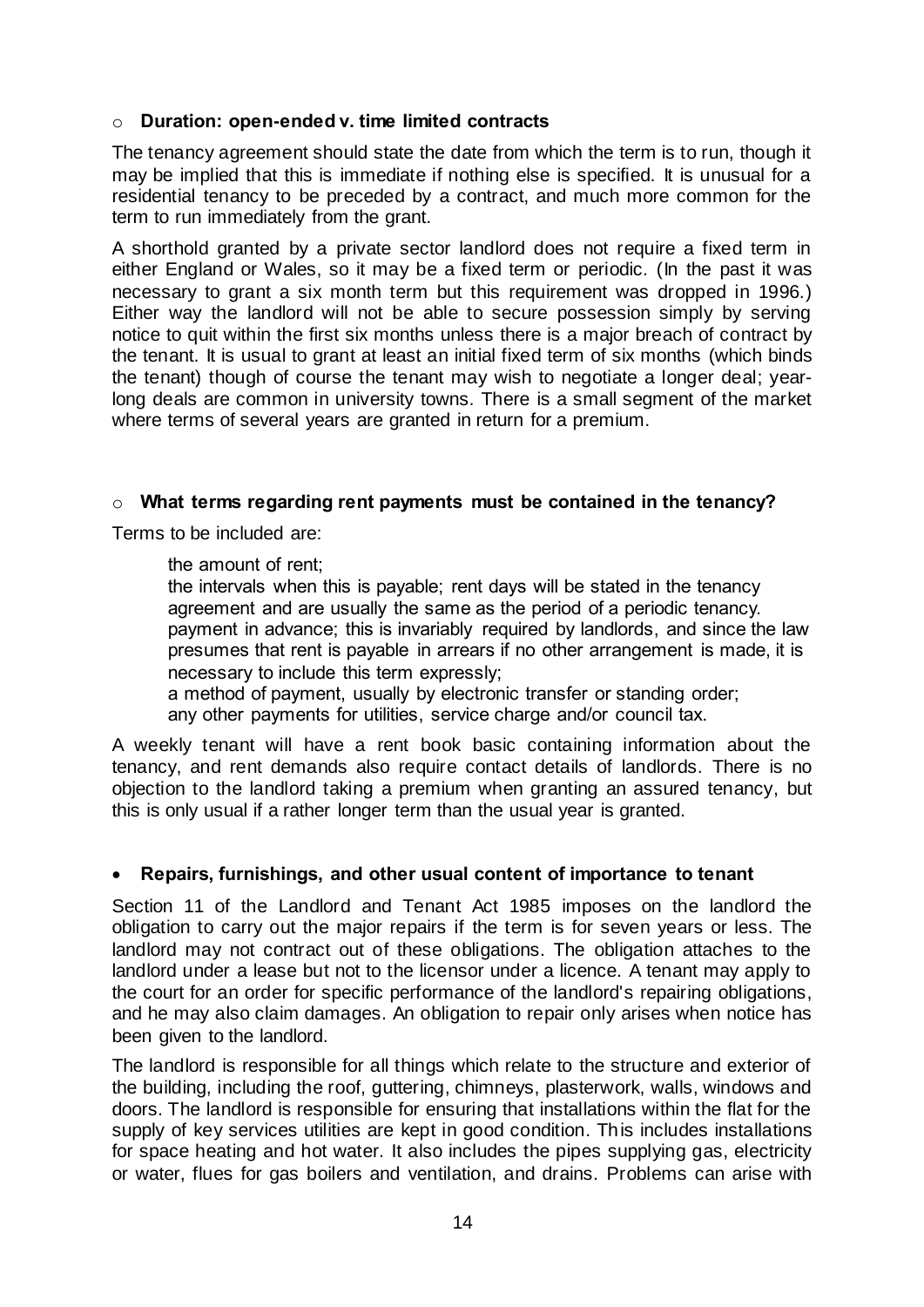- **Duration: open-ended v. time limited contracts**

The tenancy agreement should state the date from which the term is to run, though it may be implied that this is immediate if nothing else is specified. It is unusual for a residential tenancy to be preceded by a contract, and much more common for the term to run immediately from the grant.

A shorthold granted by a private sector landlord does not require a fixed term in either England or Wales, so it may be a fixed term or periodic. (In the past it was necessary to grant a six month term but this requirement was dropped in 1996.) Either way the landlord will not be able to secure possession simply by serving notice to quit within the first six months unless there is a major breach of contract by the tenant. It is usual to grant at least an initial fixed term of six months (which binds the tenant) though of course the tenant may wish to negotiate a longer deal; year-long deals are common in university towns. There is a small segment of the market where terms of several years are granted in return for a premium.

- **What terms regarding rent payments must be contained in the tenancy?**

Terms to be included are:

the amount of rent;
the intervals when this is payable; rent days will be stated in the tenancy agreement and are usually the same as the period of a periodic tenancy.
payment in advance; this is invariably required by landlords, and since the law presumes that rent is payable in arrears if no other arrangement is made, it is necessary to include this term expressly;
a method of payment, usually by electronic transfer or standing order;
any other payments for utilities, service charge and/or council tax.

A weekly tenant will have a rent book basic containing information about the tenancy, and rent demands also require contact details of landlords. There is no objection to the landlord taking a premium when granting an assured tenancy, but this is only usual if a rather longer term than the usual year is granted.

- **Repairs, furnishings, and other usual content of importance to tenant**

Section 11 of the Landlord and Tenant Act 1985 imposes on the landlord the obligation to carry out the major repairs if the term is for seven years or less. The landlord may not contract out of these obligations. The obligation attaches to the landlord under a lease but not to the licensor under a licence. A tenant may apply to the court for an order for specific performance of the landlord's repairing obligations, and he may also claim damages. An obligation to repair only arises when notice has been given to the landlord.

The landlord is responsible for all things which relate to the structure and exterior of the building, including the roof, guttering, chimneys, plasterwork, walls, windows and doors. The landlord is responsible for ensuring that installations within the flat for the supply of key services utilities are kept in good condition. This includes installations for space heating and hot water. It also includes the pipes supplying gas, electricity or water, flues for gas boilers and ventilation, and drains. Problems can arise with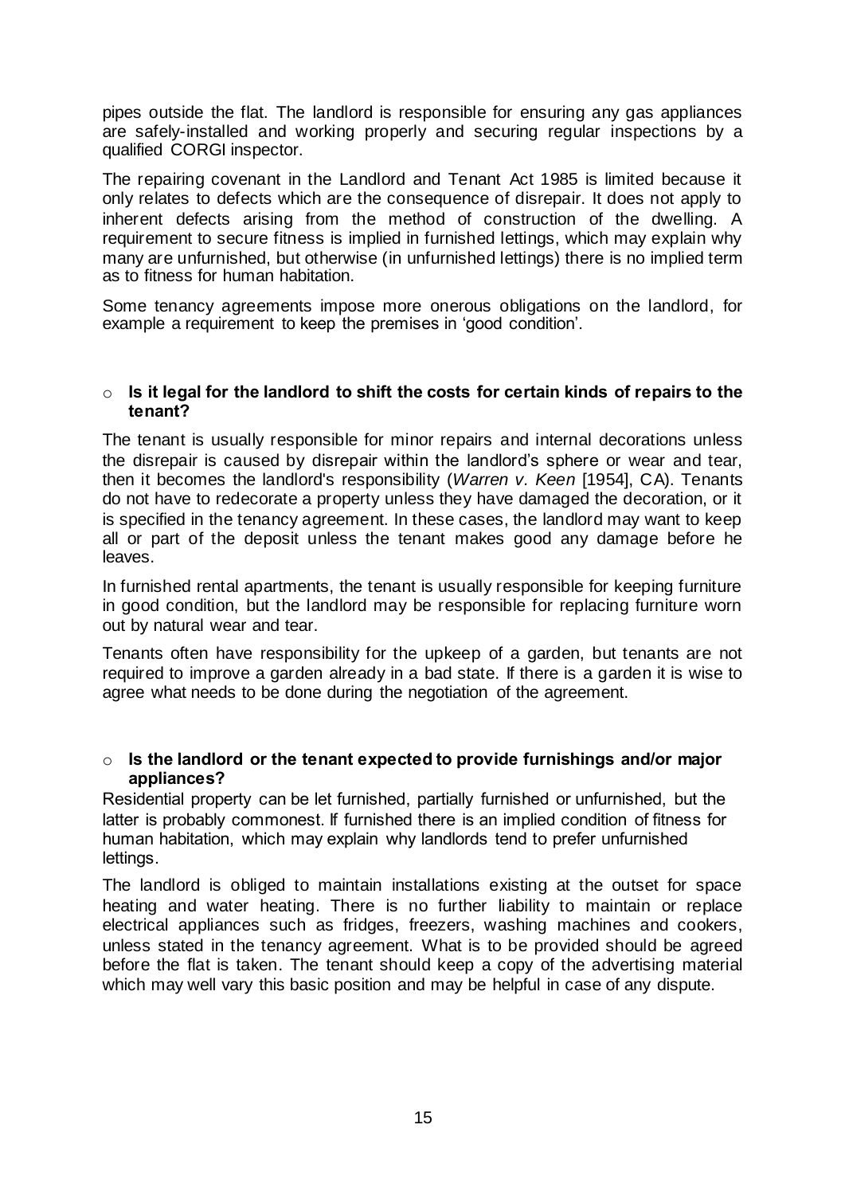pipes outside the flat. The landlord is responsible for ensuring any gas appliances are safely-installed and working properly and securing regular inspections by a qualified CORGI inspector.

The repairing covenant in the Landlord and Tenant Act 1985 is limited because it only relates to defects which are the consequence of disrepair. It does not apply to inherent defects arising from the method of construction of the dwelling. A requirement to secure fitness is implied in furnished lettings, which may explain why many are unfurnished, but otherwise (in unfurnished lettings) there is no implied term as to fitness for human habitation.

Some tenancy agreements impose more onerous obligations on the landlord, for example a requirement to keep the premises in 'good condition'.

- **Is it legal for the landlord to shift the costs for certain kinds of repairs to the tenant?**

The tenant is usually responsible for minor repairs and internal decorations unless the disrepair is caused by disrepair within the landlord's sphere or wear and tear, then it becomes the landlord's responsibility (*Warren v. Keen* [1954], CA). Tenants do not have to redecorate a property unless they have damaged the decoration, or it is specified in the tenancy agreement. In these cases, the landlord may want to keep all or part of the deposit unless the tenant makes good any damage before he leaves.

In furnished rental apartments, the tenant is usually responsible for keeping furniture in good condition, but the landlord may be responsible for replacing furniture worn out by natural wear and tear.

Tenants often have responsibility for the upkeep of a garden, but tenants are not required to improve a garden already in a bad state. If there is a garden it is wise to agree what needs to be done during the negotiation of the agreement.

- **Is the landlord or the tenant expected to provide furnishings and/or major appliances?**

Residential property can be let furnished, partially furnished or unfurnished, but the latter is probably commonest. If furnished there is an implied condition of fitness for human habitation, which may explain why landlords tend to prefer unfurnished lettings.

The landlord is obliged to maintain installations existing at the outset for space heating and water heating. There is no further liability to maintain or replace electrical appliances such as fridges, freezers, washing machines and cookers, unless stated in the tenancy agreement. What is to be provided should be agreed before the flat is taken. The tenant should keep a copy of the advertising material which may well vary this basic position and may be helpful in case of any dispute.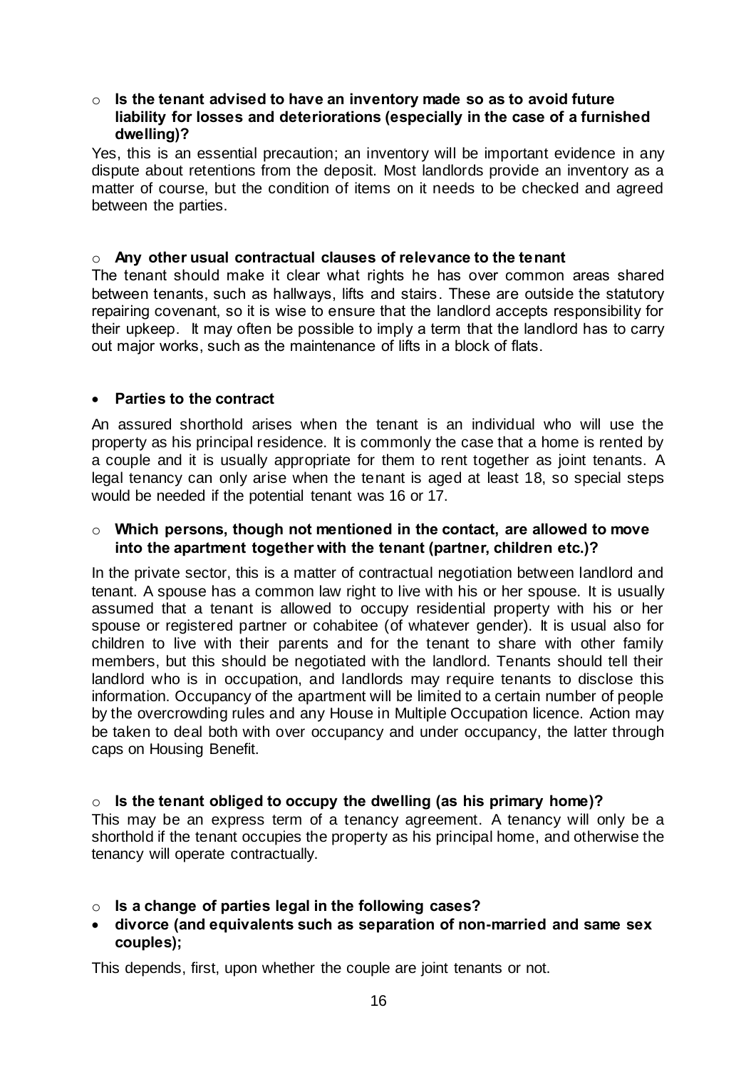- **Is the tenant advised to have an inventory made so as to avoid future liability for losses and deteriorations (especially in the case of a furnished dwelling)?**

Yes, this is an essential precaution; an inventory will be important evidence in any dispute about retentions from the deposit. Most landlords provide an inventory as a matter of course, but the condition of items on it needs to be checked and agreed between the parties.

- **Any other usual contractual clauses of relevance to the tenant**

The tenant should make it clear what rights he has over common areas shared between tenants, such as hallways, lifts and stairs. These are outside the statutory repairing covenant, so it is wise to ensure that the landlord accepts responsibility for their upkeep. It may often be possible to imply a term that the landlord has to carry out major works, such as the maintenance of lifts in a block of flats.

- **Parties to the contract**

An assured shorthold arises when the tenant is an individual who will use the property as his principal residence. It is commonly the case that a home is rented by a couple and it is usually appropriate for them to rent together as joint tenants. A legal tenancy can only arise when the tenant is aged at least 18, so special steps would be needed if the potential tenant was 16 or 17.

- **Which persons, though not mentioned in the contact, are allowed to move into the apartment together with the tenant (partner, children etc.)?**

In the private sector, this is a matter of contractual negotiation between landlord and tenant. A spouse has a common law right to live with his or her spouse. It is usually assumed that a tenant is allowed to occupy residential property with his or her spouse or registered partner or cohabitee (of whatever gender). It is usual also for children to live with their parents and for the tenant to share with other family members, but this should be negotiated with the landlord. Tenants should tell their landlord who is in occupation, and landlords may require tenants to disclose this information. Occupancy of the apartment will be limited to a certain number of people by the overcrowding rules and any House in Multiple Occupation licence. Action may be taken to deal both with over occupancy and under occupancy, the latter through caps on Housing Benefit.

- **Is the tenant obliged to occupy the dwelling (as his primary home)?**

This may be an express term of a tenancy agreement. A tenancy will only be a shorthold if the tenant occupies the property as his principal home, and otherwise the tenancy will operate contractually.

- **Is a change of parties legal in the following cases?**
- **divorce (and equivalents such as separation of non-married and same sex couples);**

This depends, first, upon whether the couple are joint tenants or not.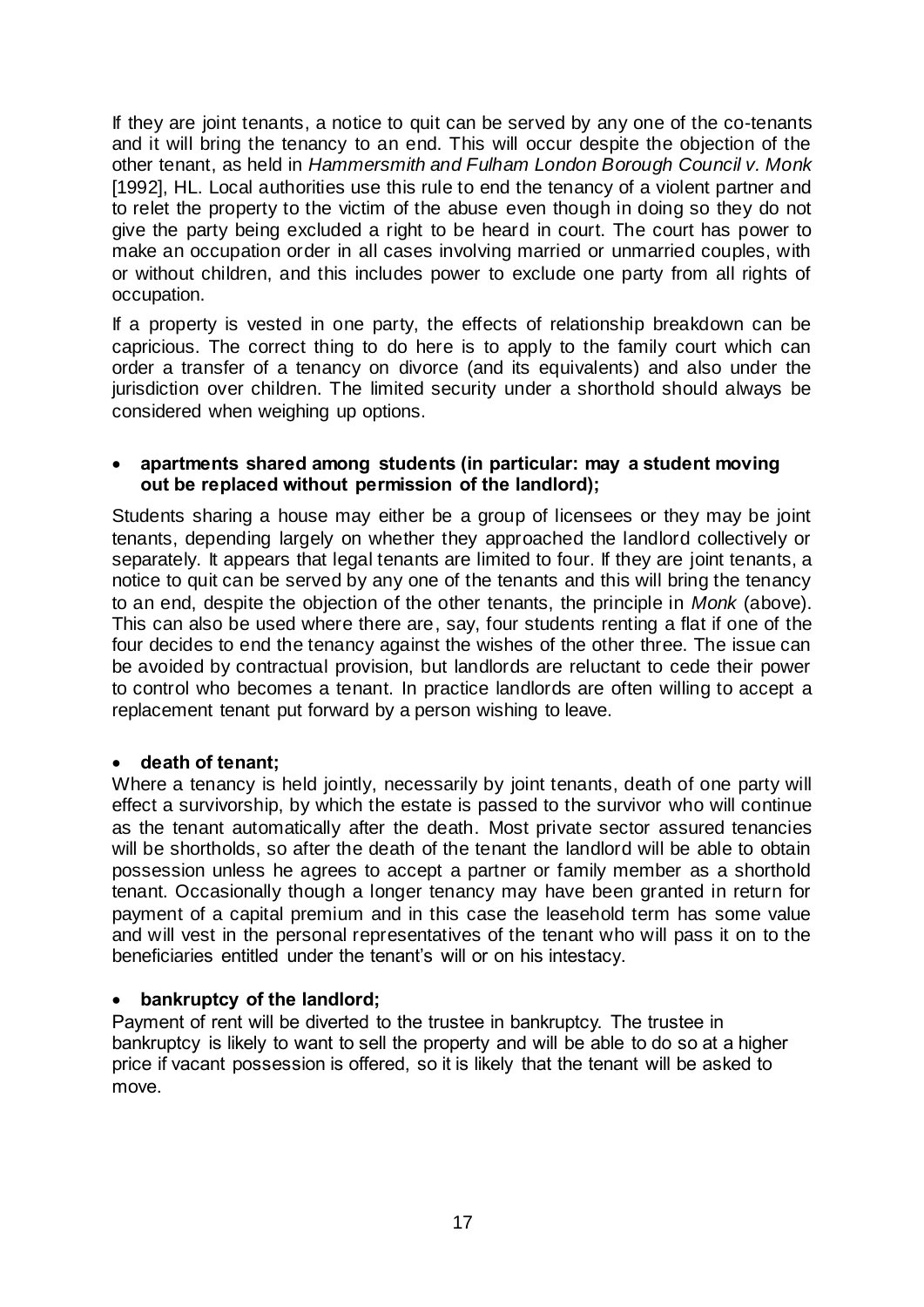If they are joint tenants, a notice to quit can be served by any one of the co-tenants and it will bring the tenancy to an end. This will occur despite the objection of the other tenant, as held in *Hammersmith and Fulham London Borough Council v. Monk* [1992], HL. Local authorities use this rule to end the tenancy of a violent partner and to relet the property to the victim of the abuse even though in doing so they do not give the party being excluded a right to be heard in court. The court has power to make an occupation order in all cases involving married or unmarried couples, with or without children, and this includes power to exclude one party from all rights of occupation.

If a property is vested in one party, the effects of relationship breakdown can be capricious. The correct thing to do here is to apply to the family court which can order a transfer of a tenancy on divorce (and its equivalents) and also under the jurisdiction over children. The limited security under a shorthold should always be considered when weighing up options.

- **apartments shared among students (in particular: may a student moving out be replaced without permission of the landlord);**

Students sharing a house may either be a group of licensees or they may be joint tenants, depending largely on whether they approached the landlord collectively or separately. It appears that legal tenants are limited to four. If they are joint tenants, a notice to quit can be served by any one of the tenants and this will bring the tenancy to an end, despite the objection of the other tenants, the principle in *Monk* (above). This can also be used where there are, say, four students renting a flat if one of the four decides to end the tenancy against the wishes of the other three. The issue can be avoided by contractual provision, but landlords are reluctant to cede their power to control who becomes a tenant. In practice landlords are often willing to accept a replacement tenant put forward by a person wishing to leave.

- **death of tenant;**

Where a tenancy is held jointly, necessarily by joint tenants, death of one party will effect a survivorship, by which the estate is passed to the survivor who will continue as the tenant automatically after the death. Most private sector assured tenancies will be shortholds, so after the death of the tenant the landlord will be able to obtain possession unless he agrees to accept a partner or family member as a shorthold tenant. Occasionally though a longer tenancy may have been granted in return for payment of a capital premium and in this case the leasehold term has some value and will vest in the personal representatives of the tenant who will pass it on to the beneficiaries entitled under the tenant's will or on his intestacy.

- **bankruptcy of the landlord;**

Payment of rent will be diverted to the trustee in bankruptcy. The trustee in bankruptcy is likely to want to sell the property and will be able to do so at a higher price if vacant possession is offered, so it is likely that the tenant will be asked to move.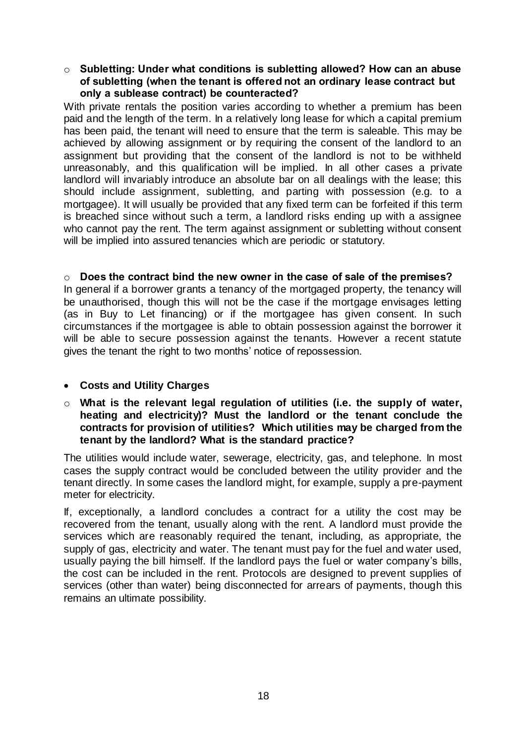- **Subletting: Under what conditions is subletting allowed? How can an abuse of subletting (when the tenant is offered not an ordinary lease contract but only a sublease contract) be counteracted?**

With private rentals the position varies according to whether a premium has been paid and the length of the term. In a relatively long lease for which a capital premium has been paid, the tenant will need to ensure that the term is saleable. This may be achieved by allowing assignment or by requiring the consent of the landlord to an assignment but providing that the consent of the landlord is not to be withheld unreasonably, and this qualification will be implied. In all other cases a private landlord will invariably introduce an absolute bar on all dealings with the lease; this should include assignment, subletting, and parting with possession (e.g. to a mortgagee). It will usually be provided that any fixed term can be forfeited if this term is breached since without such a term, a landlord risks ending up with a assignee who cannot pay the rent. The term against assignment or subletting without consent will be implied into assured tenancies which are periodic or statutory.

- **Does the contract bind the new owner in the case of sale of the premises?**

In general if a borrower grants a tenancy of the mortgaged property, the tenancy will be unauthorised, though this will not be the case if the mortgage envisages letting (as in Buy to Let financing) or if the mortgagee has given consent. In such circumstances if the mortgagee is able to obtain possession against the borrower it will be able to secure possession against the tenants. However a recent statute gives the tenant the right to two months' notice of repossession.

- **Costs and Utility Charges**

  - **What is the relevant legal regulation of utilities (i.e. the supply of water, heating and electricity)? Must the landlord or the tenant conclude the contracts for provision of utilities? Which utilities may be charged from the tenant by the landlord? What is the standard practice?**

The utilities would include water, sewerage, electricity, gas, and telephone. In most cases the supply contract would be concluded between the utility provider and the tenant directly. In some cases the landlord might, for example, supply a pre-payment meter for electricity.

If, exceptionally, a landlord concludes a contract for a utility the cost may be recovered from the tenant, usually along with the rent. A landlord must provide the services which are reasonably required the tenant, including, as appropriate, the supply of gas, electricity and water. The tenant must pay for the fuel and water used, usually paying the bill himself. If the landlord pays the fuel or water company's bills, the cost can be included in the rent. Protocols are designed to prevent supplies of services (other than water) being disconnected for arrears of payments, though this remains an ultimate possibility.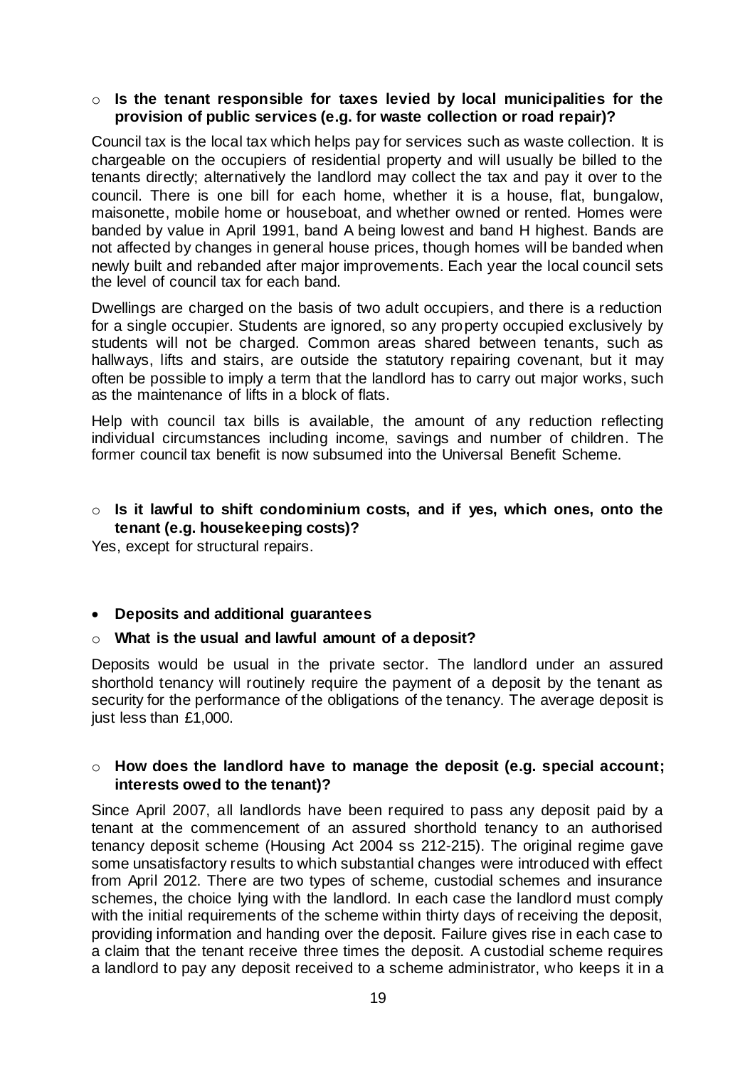- **Is the tenant responsible for taxes levied by local municipalities for the provision of public services (e.g. for waste collection or road repair)?**

Council tax is the local tax which helps pay for services such as waste collection. It is chargeable on the occupiers of residential property and will usually be billed to the tenants directly; alternatively the landlord may collect the tax and pay it over to the council. There is one bill for each home, whether it is a house, flat, bungalow, maisonette, mobile home or houseboat, and whether owned or rented. Homes were banded by value in April 1991, band A being lowest and band H highest. Bands are not affected by changes in general house prices, though homes will be banded when newly built and rebanded after major improvements. Each year the local council sets the level of council tax for each band.

Dwellings are charged on the basis of two adult occupiers, and there is a reduction for a single occupier. Students are ignored, so any property occupied exclusively by students will not be charged. Common areas shared between tenants, such as hallways, lifts and stairs, are outside the statutory repairing covenant, but it may often be possible to imply a term that the landlord has to carry out major works, such as the maintenance of lifts in a block of flats.

Help with council tax bills is available, the amount of any reduction reflecting individual circumstances including income, savings and number of children. The former council tax benefit is now subsumed into the Universal Benefit Scheme.

- **Is it lawful to shift condominium costs, and if yes, which ones, onto the tenant (e.g. housekeeping costs)?**

Yes, except for structural repairs.

- **Deposits and additional guarantees**

- **What is the usual and lawful amount of a deposit?**

Deposits would be usual in the private sector. The landlord under an assured shorthold tenancy will routinely require the payment of a deposit by the tenant as security for the performance of the obligations of the tenancy. The average deposit is just less than £1,000.

- **How does the landlord have to manage the deposit (e.g. special account; interests owed to the tenant)?**

Since April 2007, all landlords have been required to pass any deposit paid by a tenant at the commencement of an assured shorthold tenancy to an authorised tenancy deposit scheme (Housing Act 2004 ss 212-215). The original regime gave some unsatisfactory results to which substantial changes were introduced with effect from April 2012. There are two types of scheme, custodial schemes and insurance schemes, the choice lying with the landlord. In each case the landlord must comply with the initial requirements of the scheme within thirty days of receiving the deposit, providing information and handing over the deposit. Failure gives rise in each case to a claim that the tenant receive three times the deposit. A custodial scheme requires a landlord to pay any deposit received to a scheme administrator, who keeps it in a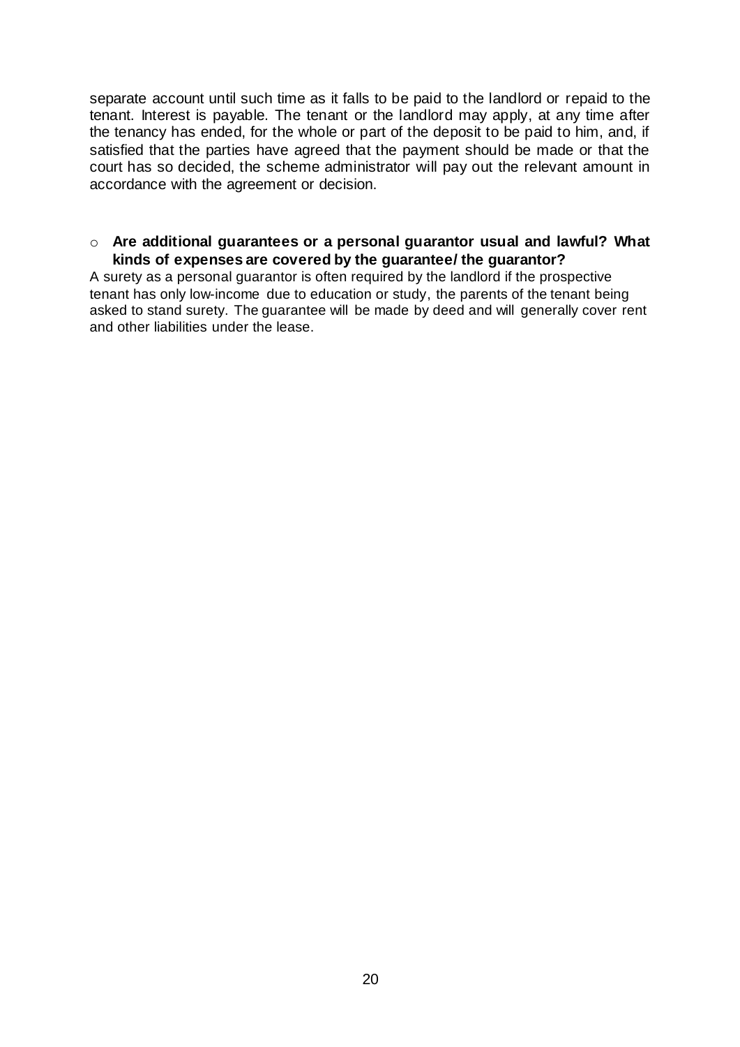separate account until such time as it falls to be paid to the landlord or repaid to the tenant. Interest is payable. The tenant or the landlord may apply, at any time after the tenancy has ended, for the whole or part of the deposit to be paid to him, and, if satisfied that the parties have agreed that the payment should be made or that the court has so decided, the scheme administrator will pay out the relevant amount in accordance with the agreement or decision.

- **Are additional guarantees or a personal guarantor usual and lawful? What kinds of expenses are covered by the guarantee/ the guarantor?**

A surety as a personal guarantor is often required by the landlord if the prospective tenant has only low-income due to education or study, the parents of the tenant being asked to stand surety. The guarantee will be made by deed and will generally cover rent and other liabilities under the lease.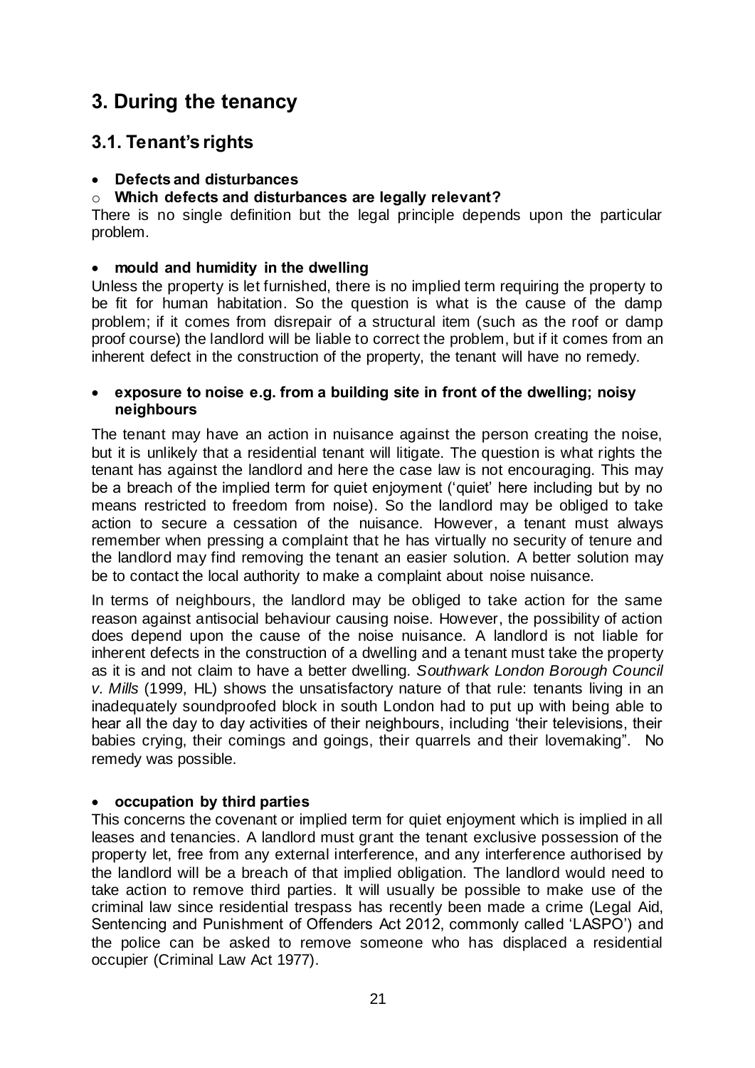# 3. During the tenancy

## 3.1. Tenant's rights

- **Defects and disturbances**
  - **Which defects and disturbances are legally relevant?**

There is no single definition but the legal principle depends upon the particular problem.

- **mould and humidity in the dwelling**

Unless the property is let furnished, there is no implied term requiring the property to be fit for human habitation. So the question is what is the cause of the damp problem; if it comes from disrepair of a structural item (such as the roof or damp proof course) the landlord will be liable to correct the problem, but if it comes from an inherent defect in the construction of the property, the tenant will have no remedy.

- **exposure to noise e.g. from a building site in front of the dwelling; noisy neighbours**

The tenant may have an action in nuisance against the person creating the noise, but it is unlikely that a residential tenant will litigate. The question is what rights the tenant has against the landlord and here the case law is not encouraging. This may be a breach of the implied term for quiet enjoyment ('quiet' here including but by no means restricted to freedom from noise). So the landlord may be obliged to take action to secure a cessation of the nuisance. However, a tenant must always remember when pressing a complaint that he has virtually no security of tenure and the landlord may find removing the tenant an easier solution. A better solution may be to contact the local authority to make a complaint about noise nuisance.

In terms of neighbours, the landlord may be obliged to take action for the same reason against antisocial behaviour causing noise. However, the possibility of action does depend upon the cause of the noise nuisance. A landlord is not liable for inherent defects in the construction of a dwelling and a tenant must take the property as it is and not claim to have a better dwelling. *Southwark London Borough Council v. Mills* (1999, HL) shows the unsatisfactory nature of that rule: tenants living in an inadequately soundproofed block in south London had to put up with being able to hear all the day to day activities of their neighbours, including 'their televisions, their babies crying, their comings and goings, their quarrels and their lovemaking". No remedy was possible.

- **occupation by third parties**

This concerns the covenant or implied term for quiet enjoyment which is implied in all leases and tenancies. A landlord must grant the tenant exclusive possession of the property let, free from any external interference, and any interference authorised by the landlord will be a breach of that implied obligation. The landlord would need to take action to remove third parties. It will usually be possible to make use of the criminal law since residential trespass has recently been made a crime (Legal Aid, Sentencing and Punishment of Offenders Act 2012, commonly called 'LASPO') and the police can be asked to remove someone who has displaced a residential occupier (Criminal Law Act 1977).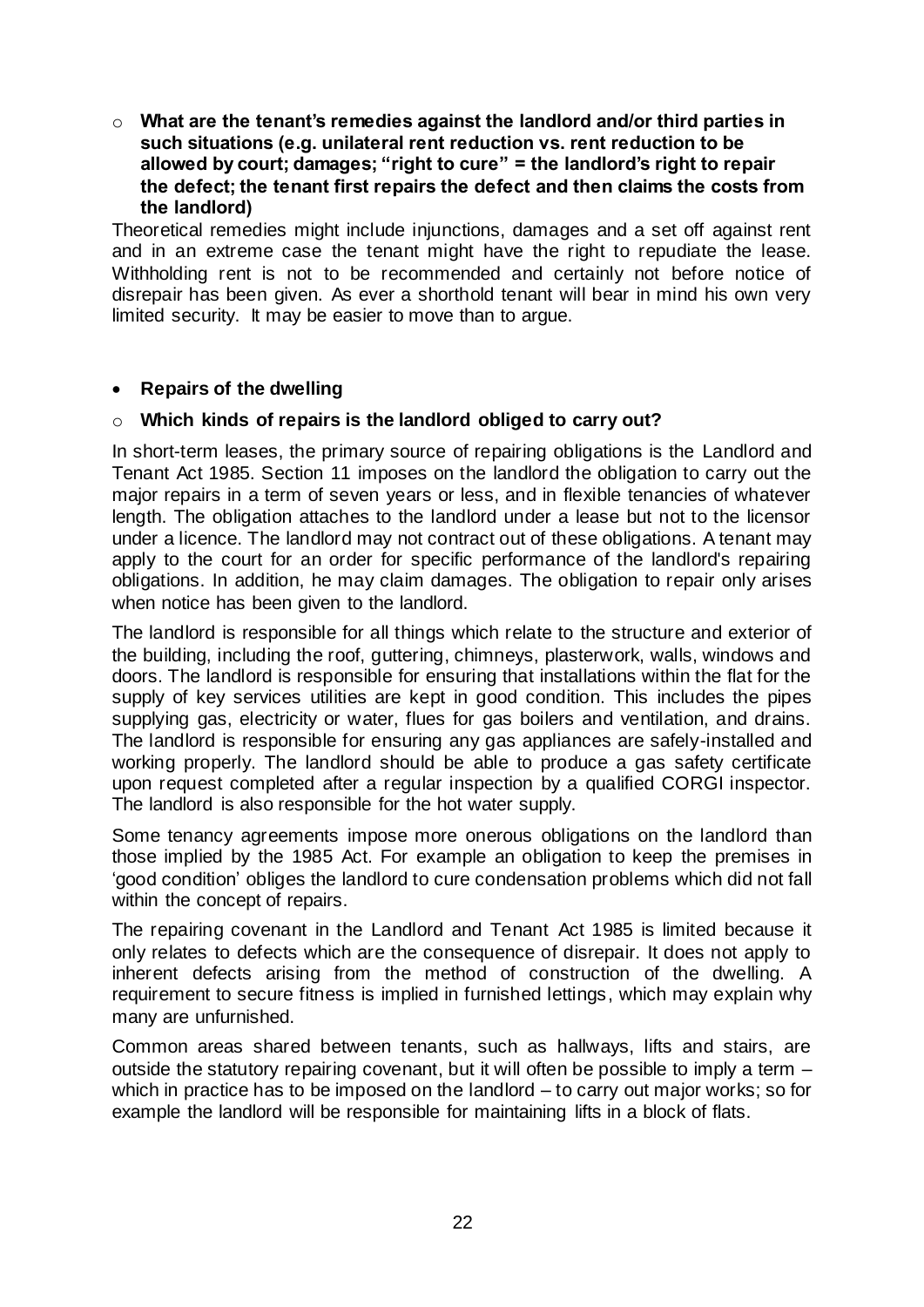- **What are the tenant's remedies against the landlord and/or third parties in such situations (e.g. unilateral rent reduction vs. rent reduction to be allowed by court; damages; "right to cure" = the landlord's right to repair the defect; the tenant first repairs the defect and then claims the costs from the landlord)**

Theoretical remedies might include injunctions, damages and a set off against rent and in an extreme case the tenant might have the right to repudiate the lease. Withholding rent is not to be recommended and certainly not before notice of disrepair has been given. As ever a shorthold tenant will bear in mind his own very limited security. It may be easier to move than to argue.

- **Repairs of the dwelling**

- **Which kinds of repairs is the landlord obliged to carry out?**

In short-term leases, the primary source of repairing obligations is the Landlord and Tenant Act 1985. Section 11 imposes on the landlord the obligation to carry out the major repairs in a term of seven years or less, and in flexible tenancies of whatever length. The obligation attaches to the landlord under a lease but not to the licensor under a licence. The landlord may not contract out of these obligations. A tenant may apply to the court for an order for specific performance of the landlord's repairing obligations. In addition, he may claim damages. The obligation to repair only arises when notice has been given to the landlord.

The landlord is responsible for all things which relate to the structure and exterior of the building, including the roof, guttering, chimneys, plasterwork, walls, windows and doors. The landlord is responsible for ensuring that installations within the flat for the supply of key services utilities are kept in good condition. This includes the pipes supplying gas, electricity or water, flues for gas boilers and ventilation, and drains. The landlord is responsible for ensuring any gas appliances are safely-installed and working properly. The landlord should be able to produce a gas safety certificate upon request completed after a regular inspection by a qualified CORGI inspector. The landlord is also responsible for the hot water supply.

Some tenancy agreements impose more onerous obligations on the landlord than those implied by the 1985 Act. For example an obligation to keep the premises in 'good condition' obliges the landlord to cure condensation problems which did not fall within the concept of repairs.

The repairing covenant in the Landlord and Tenant Act 1985 is limited because it only relates to defects which are the consequence of disrepair. It does not apply to inherent defects arising from the method of construction of the dwelling. A requirement to secure fitness is implied in furnished lettings, which may explain why many are unfurnished.

Common areas shared between tenants, such as hallways, lifts and stairs, are outside the statutory repairing covenant, but it will often be possible to imply a term – which in practice has to be imposed on the landlord – to carry out major works; so for example the landlord will be responsible for maintaining lifts in a block of flats.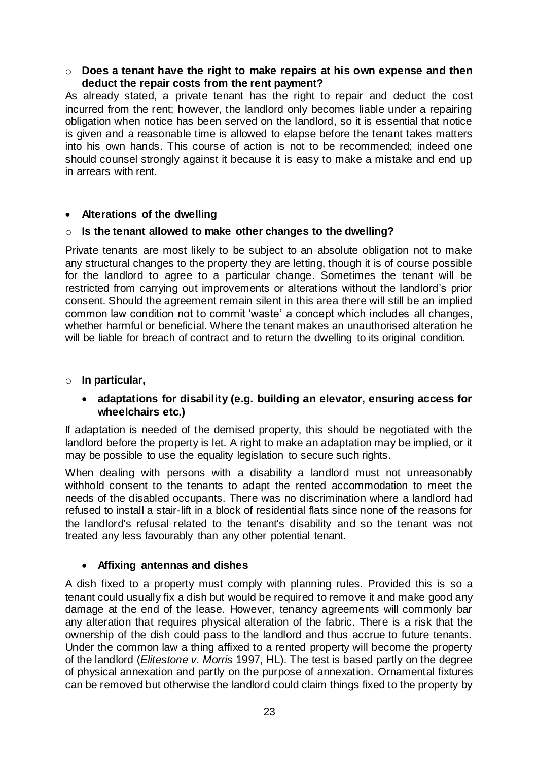- **Does a tenant have the right to make repairs at his own expense and then deduct the repair costs from the rent payment?**

As already stated, a private tenant has the right to repair and deduct the cost incurred from the rent; however, the landlord only becomes liable under a repairing obligation when notice has been served on the landlord, so it is essential that notice is given and a reasonable time is allowed to elapse before the tenant takes matters into his own hands. This course of action is not to be recommended; indeed one should counsel strongly against it because it is easy to make a mistake and end up in arrears with rent.

- **Alterations of the dwelling**

- **Is the tenant allowed to make other changes to the dwelling?**

Private tenants are most likely to be subject to an absolute obligation not to make any structural changes to the property they are letting, though it is of course possible for the landlord to agree to a particular change. Sometimes the tenant will be restricted from carrying out improvements or alterations without the landlord's prior consent. Should the agreement remain silent in this area there will still be an implied common law condition not to commit 'waste' a concept which includes all changes, whether harmful or beneficial. Where the tenant makes an unauthorised alteration he will be liable for breach of contract and to return the dwelling to its original condition.

- **In particular,**

  - **adaptations for disability (e.g. building an elevator, ensuring access for wheelchairs etc.)**

If adaptation is needed of the demised property, this should be negotiated with the landlord before the property is let. A right to make an adaptation may be implied, or it may be possible to use the equality legislation to secure such rights.

When dealing with persons with a disability a landlord must not unreasonably withhold consent to the tenants to adapt the rented accommodation to meet the needs of the disabled occupants. There was no discrimination where a landlord had refused to install a stair-lift in a block of residential flats since none of the reasons for the landlord's refusal related to the tenant's disability and so the tenant was not treated any less favourably than any other potential tenant.

  - **Affixing antennas and dishes**

A dish fixed to a property must comply with planning rules. Provided this is so a tenant could usually fix a dish but would be required to remove it and make good any damage at the end of the lease. However, tenancy agreements will commonly bar any alteration that requires physical alteration of the fabric. There is a risk that the ownership of the dish could pass to the landlord and thus accrue to future tenants. Under the common law a thing affixed to a rented property will become the property of the landlord (*Elitestone v. Morris* 1997, HL). The test is based partly on the degree of physical annexation and partly on the purpose of annexation. Ornamental fixtures can be removed but otherwise the landlord could claim things fixed to the property by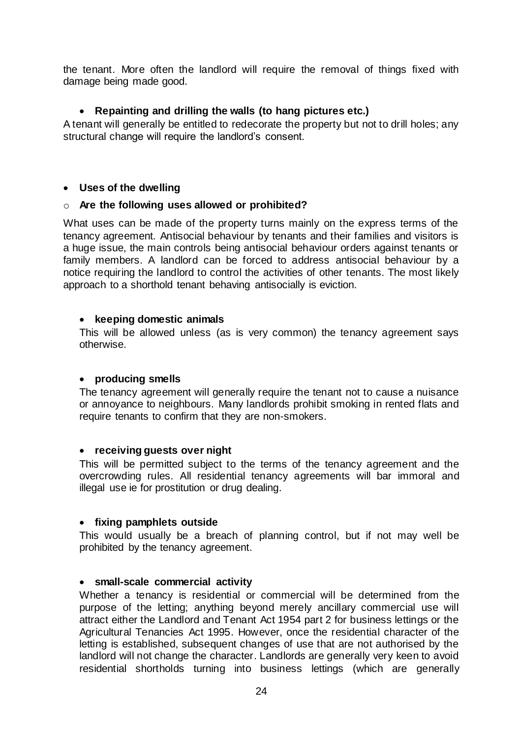the tenant. More often the landlord will require the removal of things fixed with damage being made good.

- **Repainting and drilling the walls (to hang pictures etc.)**

A tenant will generally be entitled to redecorate the property but not to drill holes; any structural change will require the landlord's consent.

- **Uses of the dwelling**

  - **Are the following uses allowed or prohibited?**

What uses can be made of the property turns mainly on the express terms of the tenancy agreement. Antisocial behaviour by tenants and their families and visitors is a huge issue, the main controls being antisocial behaviour orders against tenants or family members. A landlord can be forced to address antisocial behaviour by a notice requiring the landlord to control the activities of other tenants. The most likely approach to a shorthold tenant behaving antisocially is eviction.

- **keeping domestic animals**

  This will be allowed unless (as is very common) the tenancy agreement says otherwise.

- **producing smells**

  The tenancy agreement will generally require the tenant not to cause a nuisance or annoyance to neighbours. Many landlords prohibit smoking in rented flats and require tenants to confirm that they are non-smokers.

- **receiving guests over night**

  This will be permitted subject to the terms of the tenancy agreement and the overcrowding rules. All residential tenancy agreements will bar immoral and illegal use ie for prostitution or drug dealing.

- **fixing pamphlets outside**

  This would usually be a breach of planning control, but if not may well be prohibited by the tenancy agreement.

- **small-scale commercial activity**

  Whether a tenancy is residential or commercial will be determined from the purpose of the letting; anything beyond merely ancillary commercial use will attract either the Landlord and Tenant Act 1954 part 2 for business lettings or the Agricultural Tenancies Act 1995. However, once the residential character of the letting is established, subsequent changes of use that are not authorised by the landlord will not change the character. Landlords are generally very keen to avoid residential shortholds turning into business lettings (which are generally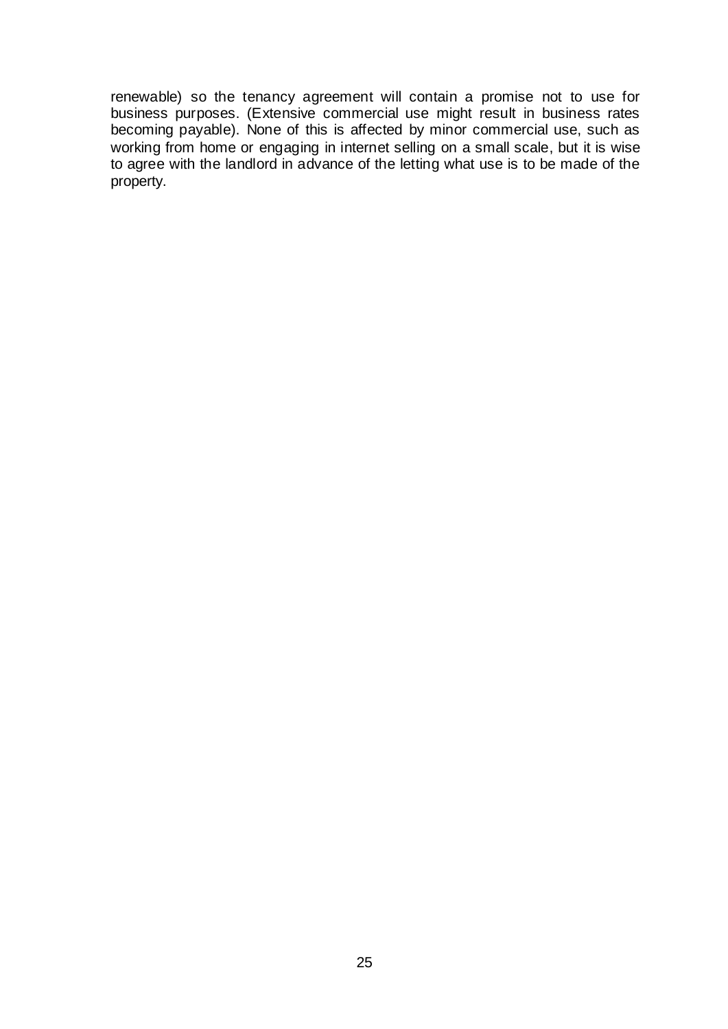renewable) so the tenancy agreement will contain a promise not to use for business purposes. (Extensive commercial use might result in business rates becoming payable). None of this is affected by minor commercial use, such as working from home or engaging in internet selling on a small scale, but it is wise to agree with the landlord in advance of the letting what use is to be made of the property.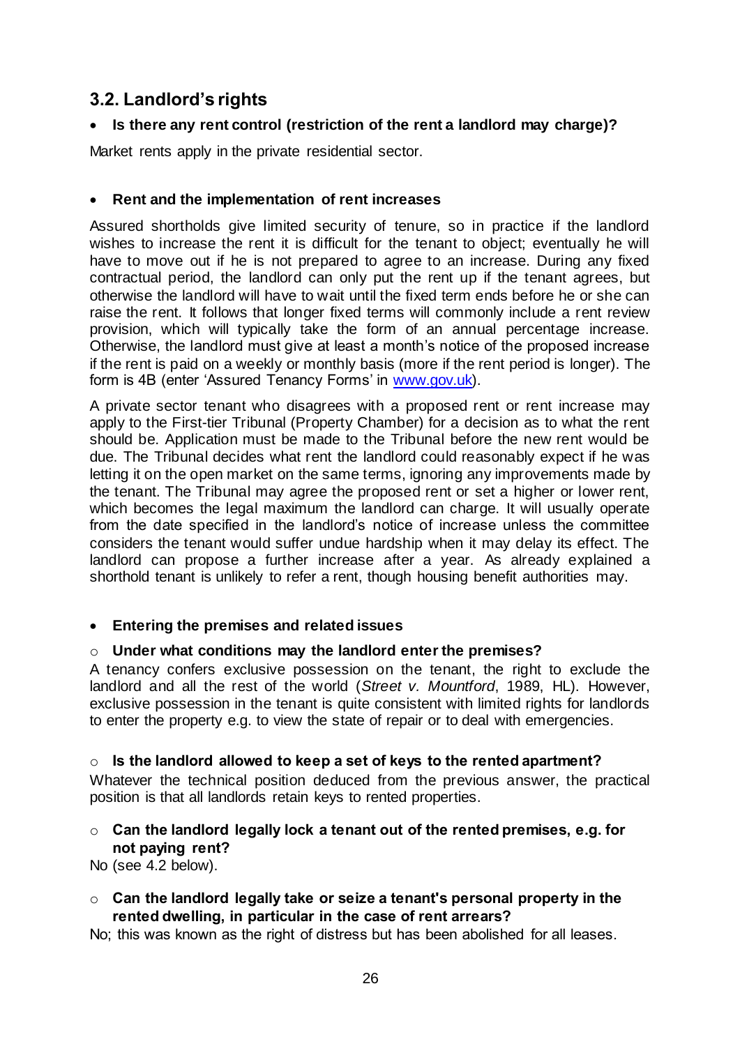## 3.2. Landlord's rights

- **Is there any rent control (restriction of the rent a landlord may charge)?**

Market rents apply in the private residential sector.

- **Rent and the implementation of rent increases**

Assured shortholds give limited security of tenure, so in practice if the landlord wishes to increase the rent it is difficult for the tenant to object; eventually he will have to move out if he is not prepared to agree to an increase. During any fixed contractual period, the landlord can only put the rent up if the tenant agrees, but otherwise the landlord will have to wait until the fixed term ends before he or she can raise the rent. It follows that longer fixed terms will commonly include a rent review provision, which will typically take the form of an annual percentage increase. Otherwise, the landlord must give at least a month's notice of the proposed increase if the rent is paid on a weekly or monthly basis (more if the rent period is longer). The form is 4B (enter 'Assured Tenancy Forms' in [www.gov.uk](www.gov.uk)).

A private sector tenant who disagrees with a proposed rent or rent increase may apply to the First-tier Tribunal (Property Chamber) for a decision as to what the rent should be. Application must be made to the Tribunal before the new rent would be due. The Tribunal decides what rent the landlord could reasonably expect if he was letting it on the open market on the same terms, ignoring any improvements made by the tenant. The Tribunal may agree the proposed rent or set a higher or lower rent, which becomes the legal maximum the landlord can charge. It will usually operate from the date specified in the landlord's notice of increase unless the committee considers the tenant would suffer undue hardship when it may delay its effect. The landlord can propose a further increase after a year. As already explained a shorthold tenant is unlikely to refer a rent, though housing benefit authorities may.

- **Entering the premises and related issues**

  - **Under what conditions may the landlord enter the premises?**

A tenancy confers exclusive possession on the tenant, the right to exclude the landlord and all the rest of the world (*Street v. Mountford*, 1989, HL). However, exclusive possession in the tenant is quite consistent with limited rights for landlords to enter the property e.g. to view the state of repair or to deal with emergencies.

  - **Is the landlord allowed to keep a set of keys to the rented apartment?**

Whatever the technical position deduced from the previous answer, the practical position is that all landlords retain keys to rented properties.

  - **Can the landlord legally lock a tenant out of the rented premises, e.g. for not paying rent?**

No (see 4.2 below).

  - **Can the landlord legally take or seize a tenant's personal property in the rented dwelling, in particular in the case of rent arrears?**

No; this was known as the right of distress but has been abolished for all leases.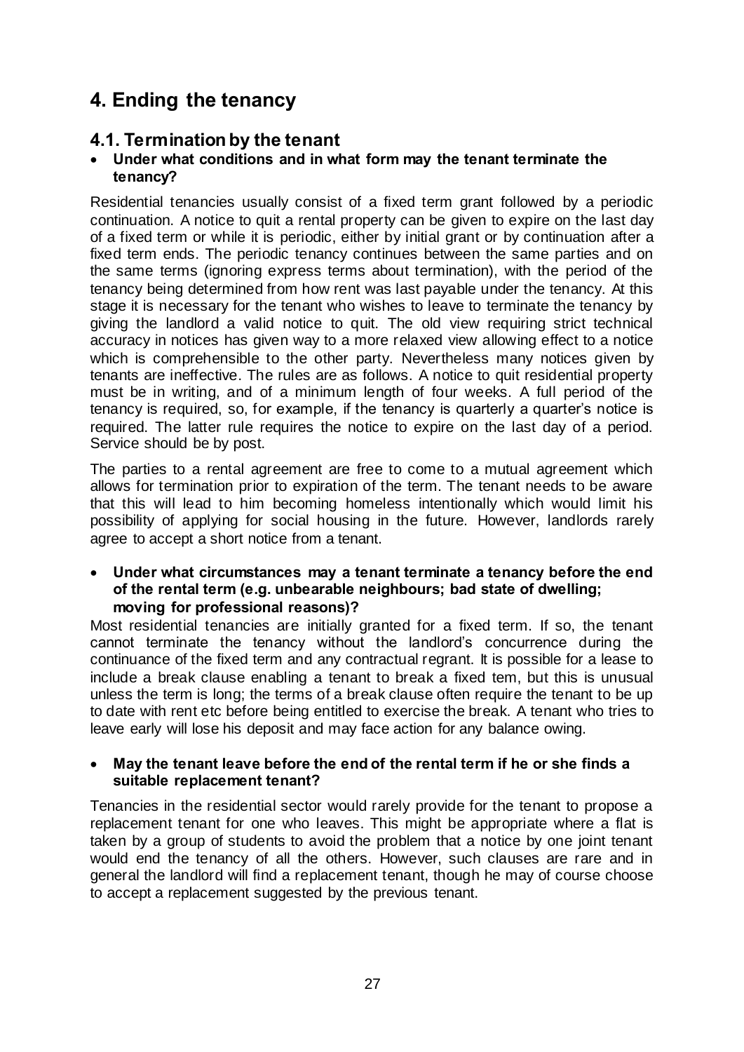# 4. Ending the tenancy

## 4.1. Termination by the tenant

- **Under what conditions and in what form may the tenant terminate the tenancy?**

Residential tenancies usually consist of a fixed term grant followed by a periodic continuation. A notice to quit a rental property can be given to expire on the last day of a fixed term or while it is periodic, either by initial grant or by continuation after a fixed term ends. The periodic tenancy continues between the same parties and on the same terms (ignoring express terms about termination), with the period of the tenancy being determined from how rent was last payable under the tenancy. At this stage it is necessary for the tenant who wishes to leave to terminate the tenancy by giving the landlord a valid notice to quit. The old view requiring strict technical accuracy in notices has given way to a more relaxed view allowing effect to a notice which is comprehensible to the other party. Nevertheless many notices given by tenants are ineffective. The rules are as follows. A notice to quit residential property must be in writing, and of a minimum length of four weeks. A full period of the tenancy is required, so, for example, if the tenancy is quarterly a quarter's notice is required. The latter rule requires the notice to expire on the last day of a period. Service should be by post.

The parties to a rental agreement are free to come to a mutual agreement which allows for termination prior to expiration of the term. The tenant needs to be aware that this will lead to him becoming homeless intentionally which would limit his possibility of applying for social housing in the future. However, landlords rarely agree to accept a short notice from a tenant.

- **Under what circumstances may a tenant terminate a tenancy before the end of the rental term (e.g. unbearable neighbours; bad state of dwelling; moving for professional reasons)?**

Most residential tenancies are initially granted for a fixed term. If so, the tenant cannot terminate the tenancy without the landlord's concurrence during the continuance of the fixed term and any contractual regrant. It is possible for a lease to include a break clause enabling a tenant to break a fixed tem, but this is unusual unless the term is long; the terms of a break clause often require the tenant to be up to date with rent etc before being entitled to exercise the break. A tenant who tries to leave early will lose his deposit and may face action for any balance owing.

- **May the tenant leave before the end of the rental term if he or she finds a suitable replacement tenant?**

Tenancies in the residential sector would rarely provide for the tenant to propose a replacement tenant for one who leaves. This might be appropriate where a flat is taken by a group of students to avoid the problem that a notice by one joint tenant would end the tenancy of all the others. However, such clauses are rare and in general the landlord will find a replacement tenant, though he may of course choose to accept a replacement suggested by the previous tenant.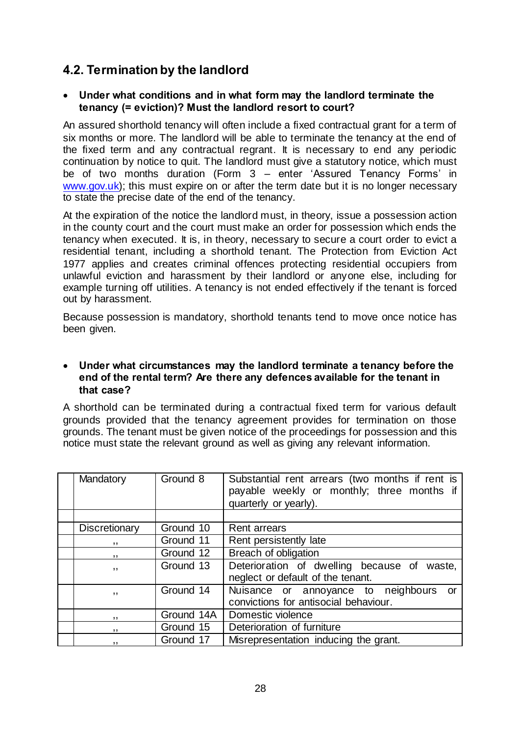## 4.2. Termination by the landlord

- **Under what conditions and in what form may the landlord terminate the tenancy (= eviction)? Must the landlord resort to court?**

An assured shorthold tenancy will often include a fixed contractual grant for a term of six months or more. The landlord will be able to terminate the tenancy at the end of the fixed term and any contractual regrant. It is necessary to end any periodic continuation by notice to quit. The landlord must give a statutory notice, which must be of two months duration (Form 3 – enter 'Assured Tenancy Forms' in www.gov.uk); this must expire on or after the term date but it is no longer necessary to state the precise date of the end of the tenancy.

At the expiration of the notice the landlord must, in theory, issue a possession action in the county court and the court must make an order for possession which ends the tenancy when executed. It is, in theory, necessary to secure a court order to evict a residential tenant, including a shorthold tenant. The Protection from Eviction Act 1977 applies and creates criminal offences protecting residential occupiers from unlawful eviction and harassment by their landlord or anyone else, including for example turning off utilities. A tenancy is not ended effectively if the tenant is forced out by harassment.

Because possession is mandatory, shorthold tenants tend to move once notice has been given.

- **Under what circumstances may the landlord terminate a tenancy before the end of the rental term? Are there any defences available for the tenant in that case?**

A shorthold can be terminated during a contractual fixed term for various default grounds provided that the tenancy agreement provides for termination on those grounds. The tenant must be given notice of the proceedings for possession and this notice must state the relevant ground as well as giving any relevant information.

| | | | |
|---|---|---|---|
| | Mandatory | Ground 8 | Substantial rent arrears (two months if rent is payable weekly or monthly; three months if quarterly or yearly). |
| | | | |
| | Discretionary | Ground 10 | Rent arrears |
| | ,, | Ground 11 | Rent persistently late |
| | ,, | Ground 12 | Breach of obligation |
| | ,, | Ground 13 | Deterioration of dwelling because of waste, neglect or default of the tenant. |
| | ,, | Ground 14 | Nuisance or annoyance to neighbours or convictions for antisocial behaviour. |
| | ,, | Ground 14A | Domestic violence |
| | ,, | Ground 15 | Deterioration of furniture |
| | ,, | Ground 17 | Misrepresentation inducing the grant. |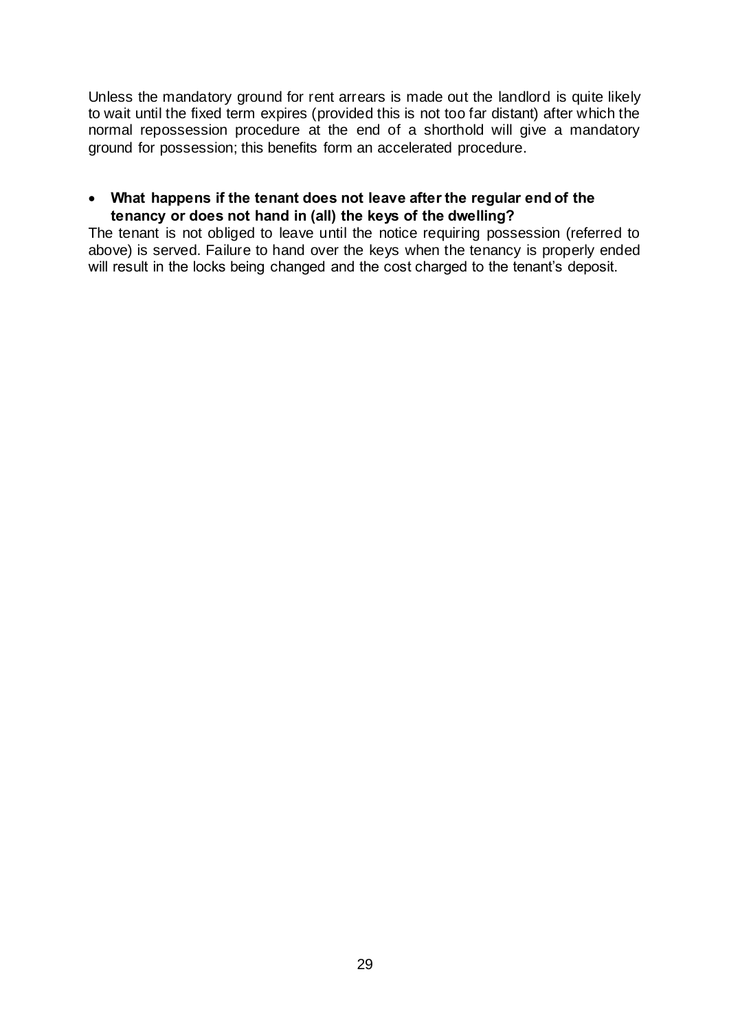Unless the mandatory ground for rent arrears is made out the landlord is quite likely to wait until the fixed term expires (provided this is not too far distant) after which the normal repossession procedure at the end of a shorthold will give a mandatory ground for possession; this benefits form an accelerated procedure.

- **What happens if the tenant does not leave after the regular end of the tenancy or does not hand in (all) the keys of the dwelling?**

The tenant is not obliged to leave until the notice requiring possession (referred to above) is served. Failure to hand over the keys when the tenancy is properly ended will result in the locks being changed and the cost charged to the tenant's deposit.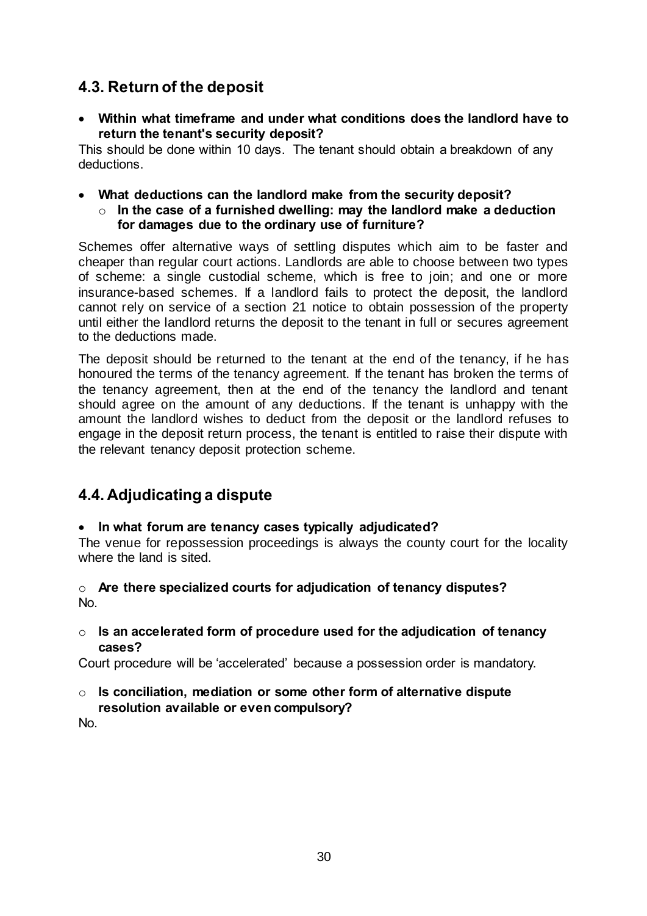## 4.3. Return of the deposit

- **Within what timeframe and under what conditions does the landlord have to return the tenant's security deposit?**

This should be done within 10 days. The tenant should obtain a breakdown of any deductions.

- **What deductions can the landlord make from the security deposit?**
  - **In the case of a furnished dwelling: may the landlord make a deduction for damages due to the ordinary use of furniture?**

Schemes offer alternative ways of settling disputes which aim to be faster and cheaper than regular court actions. Landlords are able to choose between two types of scheme: a single custodial scheme, which is free to join; and one or more insurance-based schemes. If a landlord fails to protect the deposit, the landlord cannot rely on service of a section 21 notice to obtain possession of the property until either the landlord returns the deposit to the tenant in full or secures agreement to the deductions made.

The deposit should be returned to the tenant at the end of the tenancy, if he has honoured the terms of the tenancy agreement. If the tenant has broken the terms of the tenancy agreement, then at the end of the tenancy the landlord and tenant should agree on the amount of any deductions. If the tenant is unhappy with the amount the landlord wishes to deduct from the deposit or the landlord refuses to engage in the deposit return process, the tenant is entitled to raise their dispute with the relevant tenancy deposit protection scheme.

## 4.4. Adjudicating a dispute

- **In what forum are tenancy cases typically adjudicated?**

The venue for repossession proceedings is always the county court for the locality where the land is sited.

- **Are there specialized courts for adjudication of tenancy disputes?**

No.

- **Is an accelerated form of procedure used for the adjudication of tenancy cases?**

Court procedure will be 'accelerated' because a possession order is mandatory.

- **Is conciliation, mediation or some other form of alternative dispute resolution available or even compulsory?**

No.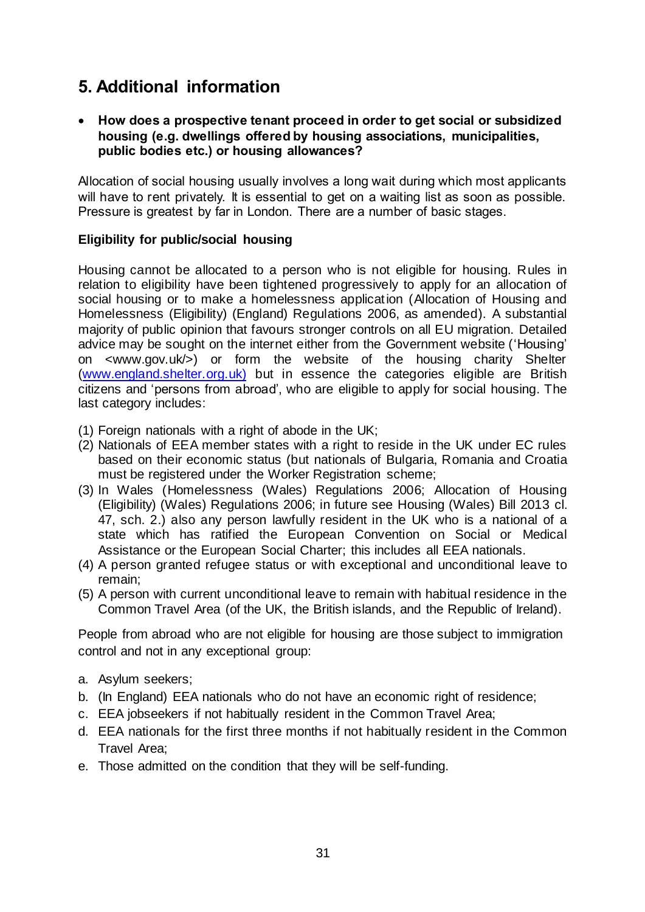# 5. Additional information

- **How does a prospective tenant proceed in order to get social or subsidized housing (e.g. dwellings offered by housing associations, municipalities, public bodies etc.) or housing allowances?**

Allocation of social housing usually involves a long wait during which most applicants will have to rent privately. It is essential to get on a waiting list as soon as possible. Pressure is greatest by far in London. There are a number of basic stages.

**Eligibility for public/social housing**

Housing cannot be allocated to a person who is not eligible for housing. Rules in relation to eligibility have been tightened progressively to apply for an allocation of social housing or to make a homelessness application (Allocation of Housing and Homelessness (Eligibility) (England) Regulations 2006, as amended). A substantial majority of public opinion that favours stronger controls on all EU migration. Detailed advice may be sought on the internet either from the Government website ('Housing' on <www.gov.uk/>) or form the website of the housing charity Shelter (www.england.shelter.org.uk) but in essence the categories eligible are British citizens and 'persons from abroad', who are eligible to apply for social housing. The last category includes:

(1) Foreign nationals with a right of abode in the UK;
(2) Nationals of EEA member states with a right to reside in the UK under EC rules based on their economic status (but nationals of Bulgaria, Romania and Croatia must be registered under the Worker Registration scheme;
(3) In Wales (Homelessness (Wales) Regulations 2006; Allocation of Housing (Eligibility) (Wales) Regulations 2006; in future see Housing (Wales) Bill 2013 cl. 47, sch. 2.) also any person lawfully resident in the UK who is a national of a state which has ratified the European Convention on Social or Medical Assistance or the European Social Charter; this includes all EEA nationals.
(4) A person granted refugee status or with exceptional and unconditional leave to remain;
(5) A person with current unconditional leave to remain with habitual residence in the Common Travel Area (of the UK, the British islands, and the Republic of Ireland).

People from abroad who are not eligible for housing are those subject to immigration control and not in any exceptional group:

a. Asylum seekers;
b. (In England) EEA nationals who do not have an economic right of residence;
c. EEA jobseekers if not habitually resident in the Common Travel Area;
d. EEA nationals for the first three months if not habitually resident in the Common Travel Area;
e. Those admitted on the condition that they will be self-funding.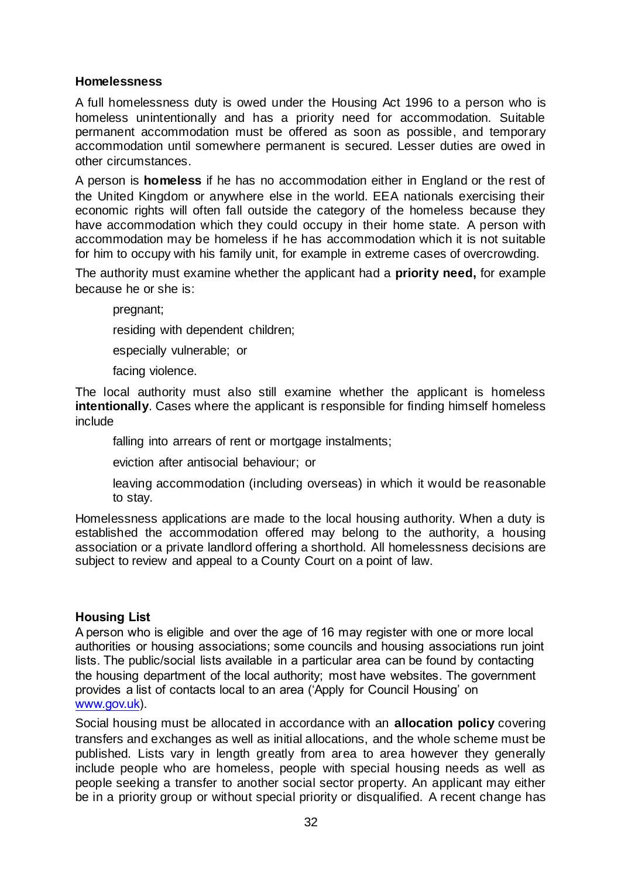### Homelessness

A full homelessness duty is owed under the Housing Act 1996 to a person who is homeless unintentionally and has a priority need for accommodation. Suitable permanent accommodation must be offered as soon as possible, and temporary accommodation until somewhere permanent is secured. Lesser duties are owed in other circumstances.

A person is **homeless** if he has no accommodation either in England or the rest of the United Kingdom or anywhere else in the world. EEA nationals exercising their economic rights will often fall outside the category of the homeless because they have accommodation which they could occupy in their home state. A person with accommodation may be homeless if he has accommodation which it is not suitable for him to occupy with his family unit, for example in extreme cases of overcrowding.

The authority must examine whether the applicant had a **priority need,** for example because he or she is:

- pregnant;
- residing with dependent children;
- especially vulnerable; or
- facing violence.

The local authority must also still examine whether the applicant is homeless **intentionally**. Cases where the applicant is responsible for finding himself homeless include

- falling into arrears of rent or mortgage instalments;
- eviction after antisocial behaviour; or
- leaving accommodation (including overseas) in which it would be reasonable to stay.

Homelessness applications are made to the local housing authority. When a duty is established the accommodation offered may belong to the authority, a housing association or a private landlord offering a shorthold. All homelessness decisions are subject to review and appeal to a County Court on a point of law.

### Housing List

A person who is eligible and over the age of 16 may register with one or more local authorities or housing associations; some councils and housing associations run joint lists. The public/social lists available in a particular area can be found by contacting the housing department of the local authority; most have websites. The government provides a list of contacts local to an area ('Apply for Council Housing' on www.gov.uk).

Social housing must be allocated in accordance with an **allocation policy** covering transfers and exchanges as well as initial allocations, and the whole scheme must be published. Lists vary in length greatly from area to area however they generally include people who are homeless, people with special housing needs as well as people seeking a transfer to another social sector property. An applicant may either be in a priority group or without special priority or disqualified. A recent change has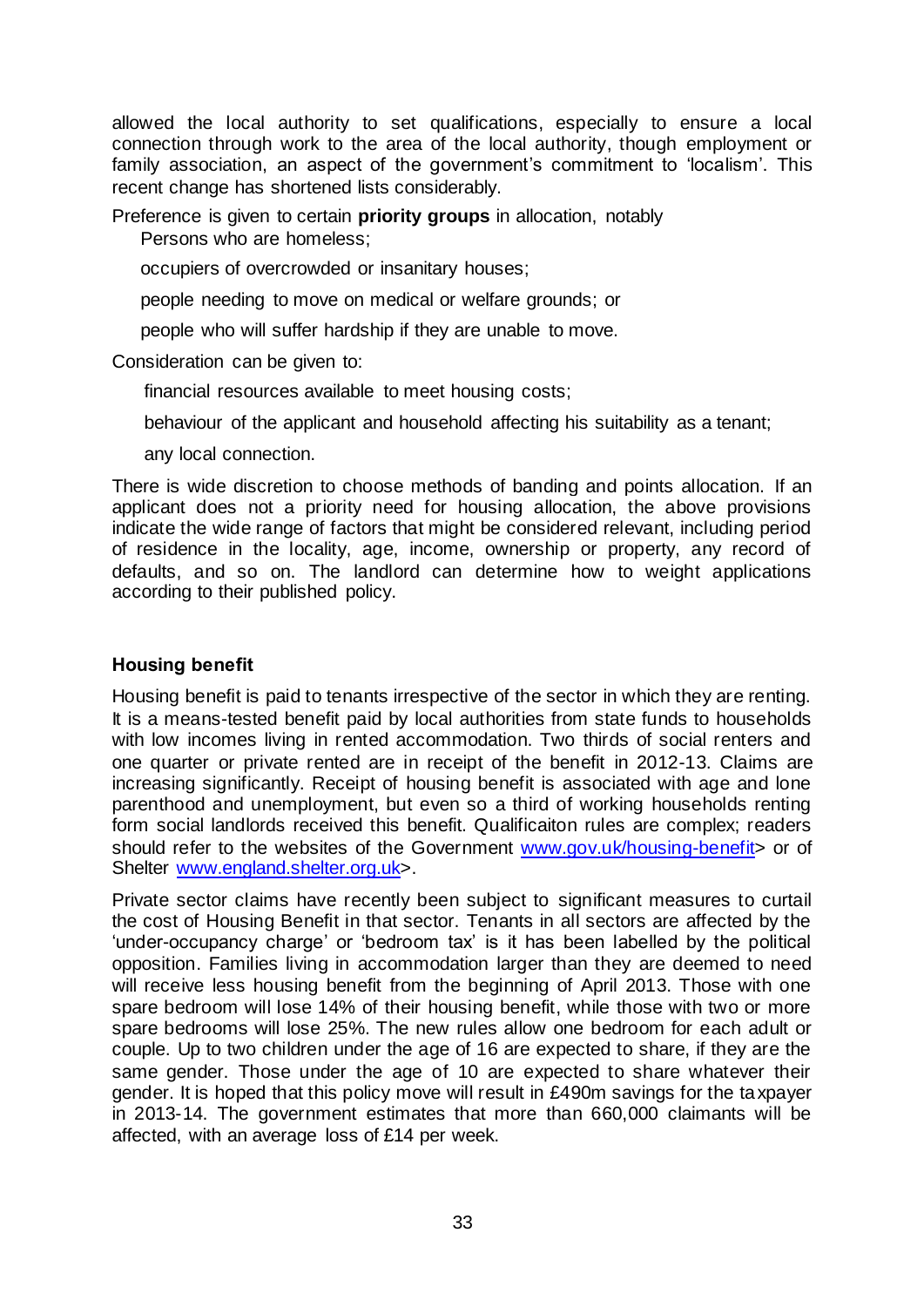allowed the local authority to set qualifications, especially to ensure a local connection through work to the area of the local authority, though employment or family association, an aspect of the government's commitment to 'localism'. This recent change has shortened lists considerably.

Preference is given to certain **priority groups** in allocation, notably

Persons who are homeless;

occupiers of overcrowded or insanitary houses;

people needing to move on medical or welfare grounds; or

people who will suffer hardship if they are unable to move.

Consideration can be given to:

financial resources available to meet housing costs;

behaviour of the applicant and household affecting his suitability as a tenant;

any local connection.

There is wide discretion to choose methods of banding and points allocation. If an applicant does not a priority need for housing allocation, the above provisions indicate the wide range of factors that might be considered relevant, including period of residence in the locality, age, income, ownership or property, any record of defaults, and so on. The landlord can determine how to weight applications according to their published policy.

### Housing benefit

Housing benefit is paid to tenants irrespective of the sector in which they are renting. It is a means-tested benefit paid by local authorities from state funds to households with low incomes living in rented accommodation. Two thirds of social renters and one quarter or private rented are in receipt of the benefit in 2012-13. Claims are increasing significantly. Receipt of housing benefit is associated with age and lone parenthood and unemployment, but even so a third of working households renting form social landlords received this benefit. Qualificaiton rules are complex; readers should refer to the websites of the Government www.gov.uk/housing-benefit> or of Shelter www.england.shelter.org.uk>.

Private sector claims have recently been subject to significant measures to curtail the cost of Housing Benefit in that sector. Tenants in all sectors are affected by the 'under-occupancy charge' or 'bedroom tax' is it has been labelled by the political opposition. Families living in accommodation larger than they are deemed to need will receive less housing benefit from the beginning of April 2013. Those with one spare bedroom will lose 14% of their housing benefit, while those with two or more spare bedrooms will lose 25%. The new rules allow one bedroom for each adult or couple. Up to two children under the age of 16 are expected to share, if they are the same gender. Those under the age of 10 are expected to share whatever their gender. It is hoped that this policy move will result in £490m savings for the taxpayer in 2013-14. The government estimates that more than 660,000 claimants will be affected, with an average loss of £14 per week.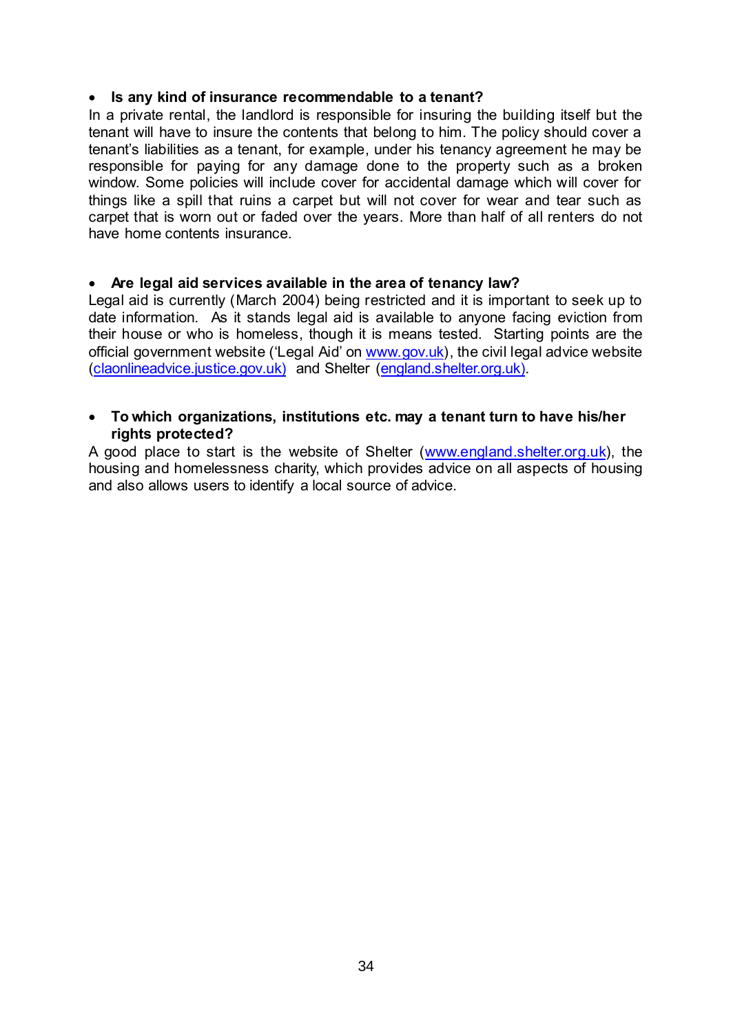- **Is any kind of insurance recommendable to a tenant?**

In a private rental, the landlord is responsible for insuring the building itself but the tenant will have to insure the contents that belong to him. The policy should cover a tenant's liabilities as a tenant, for example, under his tenancy agreement he may be responsible for paying for any damage done to the property such as a broken window. Some policies will include cover for accidental damage which will cover for things like a spill that ruins a carpet but will not cover for wear and tear such as carpet that is worn out or faded over the years. More than half of all renters do not have home contents insurance.

- **Are legal aid services available in the area of tenancy law?**

Legal aid is currently (March 2004) being restricted and it is important to seek up to date information. As it stands legal aid is available to anyone facing eviction from their house or who is homeless, though it is means tested. Starting points are the official government website ('Legal Aid' on www.gov.uk), the civil legal advice website (claonlineadvice.justice.gov.uk) and Shelter (england.shelter.org.uk).

- **To which organizations, institutions etc. may a tenant turn to have his/her rights protected?**

A good place to start is the website of Shelter (www.england.shelter.org.uk), the housing and homelessness charity, which provides advice on all aspects of housing and also allows users to identify a local source of advice.